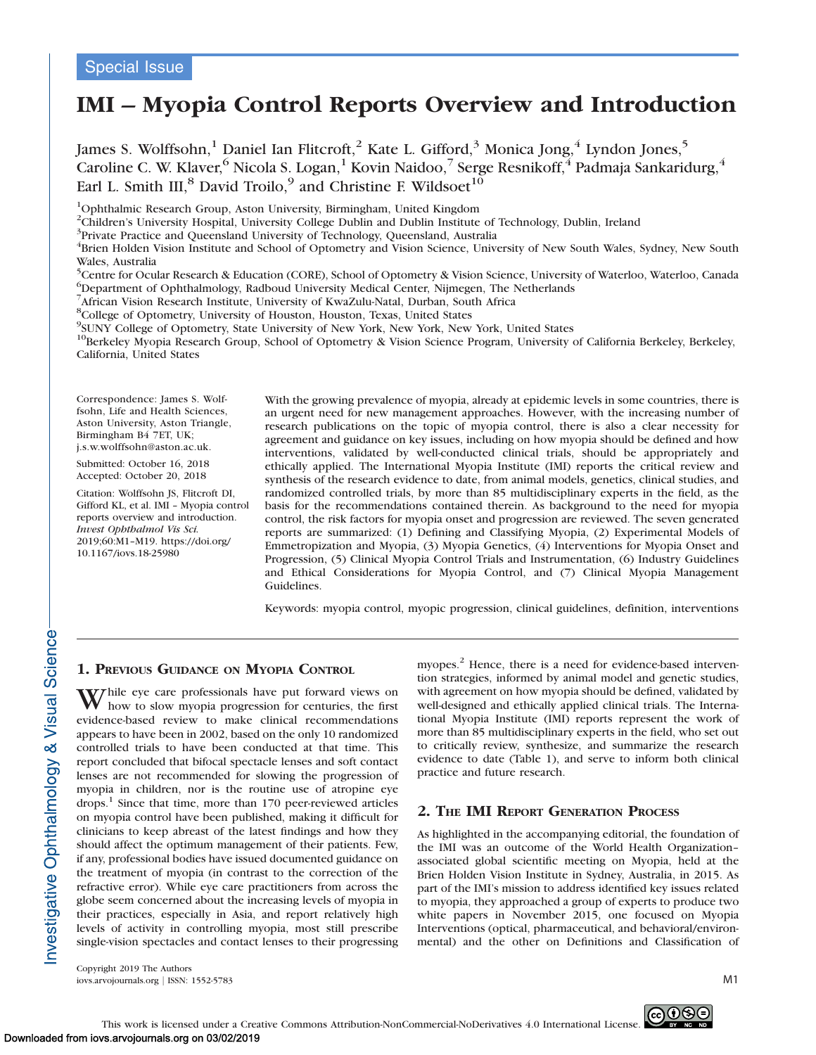Special Issue

# IMI – Myopia Control Reports Overview and Introduction

James S. Wolffsohn,[1] Daniel Ian Flitcroft,[2] Kate L. Gifford,[3] Monica Jong,[4] Lyndon Jones,[5] Caroline C. W. Klaver,[6] Nicola S. Logan,[1] Kovin Naidoo,[7] Serge Resnikoff,[4] Padmaja Sankaridurg,[4] Earl L. Smith III,[8] David Troilo,[9] and Christine F. Wildsoet[10]

[1]Ophthalmic Research Group, Aston University, Birmingham, United Kingdom
[2]Children's University Hospital, University College Dublin and Dublin Institute of Technology, Dublin, Ireland
[3]Private Practice and Queensland University of Technology, Queensland, Australia
[4]Brien Holden Vision Institute and School of Optometry and Vision Science, University of New South Wales, Sydney, New South Wales, Australia
[5]Centre for Ocular Research & Education (CORE), School of Optometry & Vision Science, University of Waterloo, Waterloo, Canada
[6]Department of Ophthalmology, Radboud University Medical Center, Nijmegen, The Netherlands
[7]African Vision Research Institute, University of KwaZulu-Natal, Durban, South Africa
[8]College of Optometry, University of Houston, Houston, Texas, United States
[9]SUNY College of Optometry, State University of New York, New York, New York, United States
[10]Berkeley Myopia Research Group, School of Optometry & Vision Science Program, University of California Berkeley, Berkeley, California, United States

Correspondence: James S. Wolffsohn, Life and Health Sciences, Aston University, Aston Triangle, Birmingham B4 7ET, UK; j.s.w.wolffsohn@aston.ac.uk.

Submitted: October 16, 2018
Accepted: October 20, 2018

Citation: Wolffsohn JS, Flitcroft DI, Gifford KL, et al. IMI – Myopia control reports overview and introduction. *Invest Ophthalmol Vis Sci.* 2019;60:M1–M19. https://doi.org/10.1167/iovs.18-25980

With the growing prevalence of myopia, already at epidemic levels in some countries, there is an urgent need for new management approaches. However, with the increasing number of research publications on the topic of myopia control, there is also a clear necessity for agreement and guidance on key issues, including on how myopia should be defined and how interventions, validated by well-conducted clinical trials, should be appropriately and ethically applied. The International Myopia Institute (IMI) reports the critical review and synthesis of the research evidence to date, from animal models, genetics, clinical studies, and randomized controlled trials, by more than 85 multidisciplinary experts in the field, as the basis for the recommendations contained therein. As background to the need for myopia control, the risk factors for myopia onset and progression are reviewed. The seven generated reports are summarized: (1) Defining and Classifying Myopia, (2) Experimental Models of Emmetropization and Myopia, (3) Myopia Genetics, (4) Interventions for Myopia Onset and Progression, (5) Clinical Myopia Control Trials and Instrumentation, (6) Industry Guidelines and Ethical Considerations for Myopia Control, and (7) Clinical Myopia Management Guidelines.

Keywords: myopia control, myopic progression, clinical guidelines, definition, interventions

## 1. Previous Guidance on Myopia Control

While eye care professionals have put forward views on how to slow myopia progression for centuries, the first evidence-based review to make clinical recommendations appears to have been in 2002, based on the only 10 randomized controlled trials to have been conducted at that time. This report concluded that bifocal spectacle lenses and soft contact lenses are not recommended for slowing the progression of myopia in children, nor is the routine use of atropine eye drops.[1] Since that time, more than 170 peer-reviewed articles on myopia control have been published, making it difficult for clinicians to keep abreast of the latest findings and how they should affect the optimum management of their patients. Few, if any, professional bodies have issued documented guidance on the treatment of myopia (in contrast to the correction of the refractive error). While eye care practitioners from across the globe seem concerned about the increasing levels of myopia in their practices, especially in Asia, and report relatively high levels of activity in controlling myopia, most still prescribe single-vision spectacles and contact lenses to their progressing myopes.[2] Hence, there is a need for evidence-based intervention strategies, informed by animal model and genetic studies, with agreement on how myopia should be defined, validated by well-designed and ethically applied clinical trials. The International Myopia Institute (IMI) reports represent the work of more than 85 multidisciplinary experts in the field, who set out to critically review, synthesize, and summarize the research evidence to date (Table 1), and serve to inform both clinical practice and future research.

## 2. The IMI Report Generation Process

As highlighted in the accompanying editorial, the foundation of the IMI was an outcome of the World Health Organization–associated global scientific meeting on Myopia, held at the Brien Holden Vision Institute in Sydney, Australia, in 2015. As part of the IMI's mission to address identified key issues related to myopia, they approached a group of experts to produce two white papers in November 2015, one focused on Myopia Interventions (optical, pharmaceutical, and behavioral/environmental) and the other on Definitions and Classification of

Copyright 2019 The Authors
iovs.arvojournals.org | ISSN: 1552-5783

This work is licensed under a Creative Commons Attribution-NonCommercial-NoDerivatives 4.0 International License.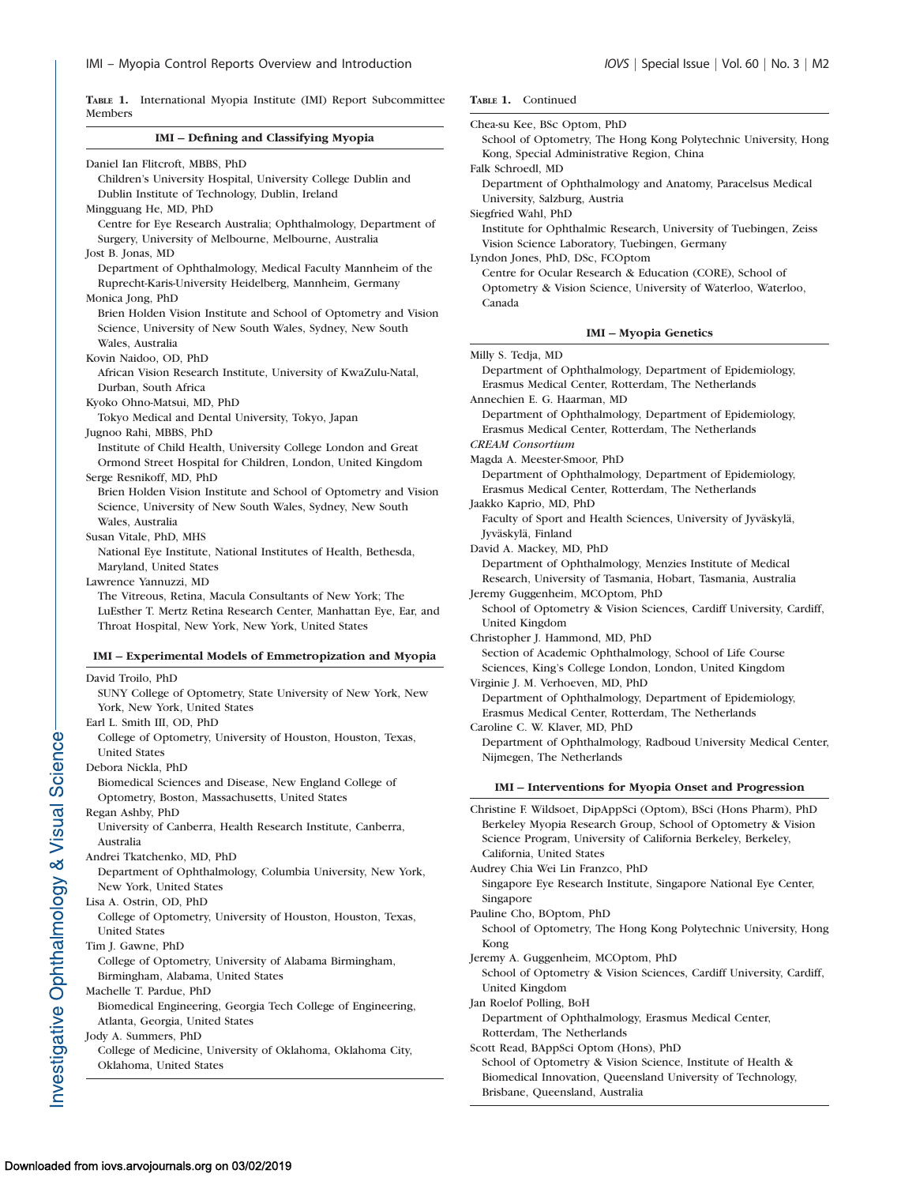**TABLE 1.** International Myopia Institute (IMI) Report Subcommittee Members

**IMI – Defining and Classifying Myopia**

Daniel Ian Flitcroft, MBBS, PhD
Children's University Hospital, University College Dublin and Dublin Institute of Technology, Dublin, Ireland

Mingguang He, MD, PhD
Centre for Eye Research Australia; Ophthalmology, Department of Surgery, University of Melbourne, Melbourne, Australia

Jost B. Jonas, MD
Department of Ophthalmology, Medical Faculty Mannheim of the Ruprecht-Karis-University Heidelberg, Mannheim, Germany

Monica Jong, PhD
Brien Holden Vision Institute and School of Optometry and Vision Science, University of New South Wales, Sydney, New South Wales, Australia

Kovin Naidoo, OD, PhD
African Vision Research Institute, University of KwaZulu-Natal, Durban, South Africa

Kyoko Ohno-Matsui, MD, PhD
Tokyo Medical and Dental University, Tokyo, Japan

Jugnoo Rahi, MBBS, PhD
Institute of Child Health, University College London and Great Ormond Street Hospital for Children, London, United Kingdom

Serge Resnikoff, MD, PhD
Brien Holden Vision Institute and School of Optometry and Vision Science, University of New South Wales, Sydney, New South Wales, Australia

Susan Vitale, PhD, MHS
National Eye Institute, National Institutes of Health, Bethesda, Maryland, United States

Lawrence Yannuzzi, MD
The Vitreous, Retina, Macula Consultants of New York; The LuEsther T. Mertz Retina Research Center, Manhattan Eye, Ear, and Throat Hospital, New York, New York, United States

**IMI – Experimental Models of Emmetropization and Myopia**

David Troilo, PhD
SUNY College of Optometry, State University of New York, New York, New York, United States

Earl L. Smith III, OD, PhD
College of Optometry, University of Houston, Houston, Texas, United States

Debora Nickla, PhD
Biomedical Sciences and Disease, New England College of Optometry, Boston, Massachusetts, United States

Regan Ashby, PhD
University of Canberra, Health Research Institute, Canberra, Australia

Andrei Tkatchenko, MD, PhD
Department of Ophthalmology, Columbia University, New York, New York, United States

Lisa A. Ostrin, OD, PhD
College of Optometry, University of Houston, Houston, Texas, United States

Tim J. Gawne, PhD
College of Optometry, University of Alabama Birmingham, Birmingham, Alabama, United States

Machelle T. Pardue, PhD
Biomedical Engineering, Georgia Tech College of Engineering, Atlanta, Georgia, United States

Jody A. Summers, PhD
College of Medicine, University of Oklahoma, Oklahoma City, Oklahoma, United States

**TABLE 1.** Continued

Chea-su Kee, BSc Optom, PhD
School of Optometry, The Hong Kong Polytechnic University, Hong Kong, Special Administrative Region, China

Falk Schroedl, MD
Department of Ophthalmology and Anatomy, Paracelsus Medical University, Salzburg, Austria

Siegfried Wahl, PhD
Institute for Ophthalmic Research, University of Tuebingen, Zeiss Vision Science Laboratory, Tuebingen, Germany

Lyndon Jones, PhD, DSc, FCOptom
Centre for Ocular Research & Education (CORE), School of Optometry & Vision Science, University of Waterloo, Waterloo, Canada

**IMI – Myopia Genetics**

Milly S. Tedja, MD
Department of Ophthalmology, Department of Epidemiology, Erasmus Medical Center, Rotterdam, The Netherlands

Annechien E. G. Haarman, MD
Department of Ophthalmology, Department of Epidemiology, Erasmus Medical Center, Rotterdam, The Netherlands

*CREAM Consortium*

Magda A. Meester-Smoor, PhD
Department of Ophthalmology, Department of Epidemiology, Erasmus Medical Center, Rotterdam, The Netherlands

Jaakko Kaprio, MD, PhD
Faculty of Sport and Health Sciences, University of Jyväskylä, Jyväskylä, Finland

David A. Mackey, MD, PhD
Department of Ophthalmology, Menzies Institute of Medical Research, University of Tasmania, Hobart, Tasmania, Australia

Jeremy Guggenheim, MCOptom, PhD
School of Optometry & Vision Sciences, Cardiff University, Cardiff, United Kingdom

Christopher J. Hammond, MD, PhD
Section of Academic Ophthalmology, School of Life Course Sciences, King's College London, London, United Kingdom

Virginie J. M. Verhoeven, MD, PhD
Department of Ophthalmology, Department of Epidemiology, Erasmus Medical Center, Rotterdam, The Netherlands

Caroline C. W. Klaver, MD, PhD
Department of Ophthalmology, Radboud University Medical Center, Nijmegen, The Netherlands

**IMI – Interventions for Myopia Onset and Progression**

Christine F. Wildsoet, DipAppSci (Optom), BSci (Hons Pharm), PhD
Berkeley Myopia Research Group, School of Optometry & Vision Science Program, University of California Berkeley, Berkeley, California, United States

Audrey Chia Wei Lin Franzco, PhD
Singapore Eye Research Institute, Singapore National Eye Center, Singapore

Pauline Cho, BOptom, PhD
School of Optometry, The Hong Kong Polytechnic University, Hong Kong

Jeremy A. Guggenheim, MCOptom, PhD
School of Optometry & Vision Sciences, Cardiff University, Cardiff, United Kingdom

Jan Roelof Polling, BoH
Department of Ophthalmology, Erasmus Medical Center, Rotterdam, The Netherlands

Scott Read, BAppSci Optom (Hons), PhD
School of Optometry & Vision Science, Institute of Health & Biomedical Innovation, Queensland University of Technology, Brisbane, Queensland, Australia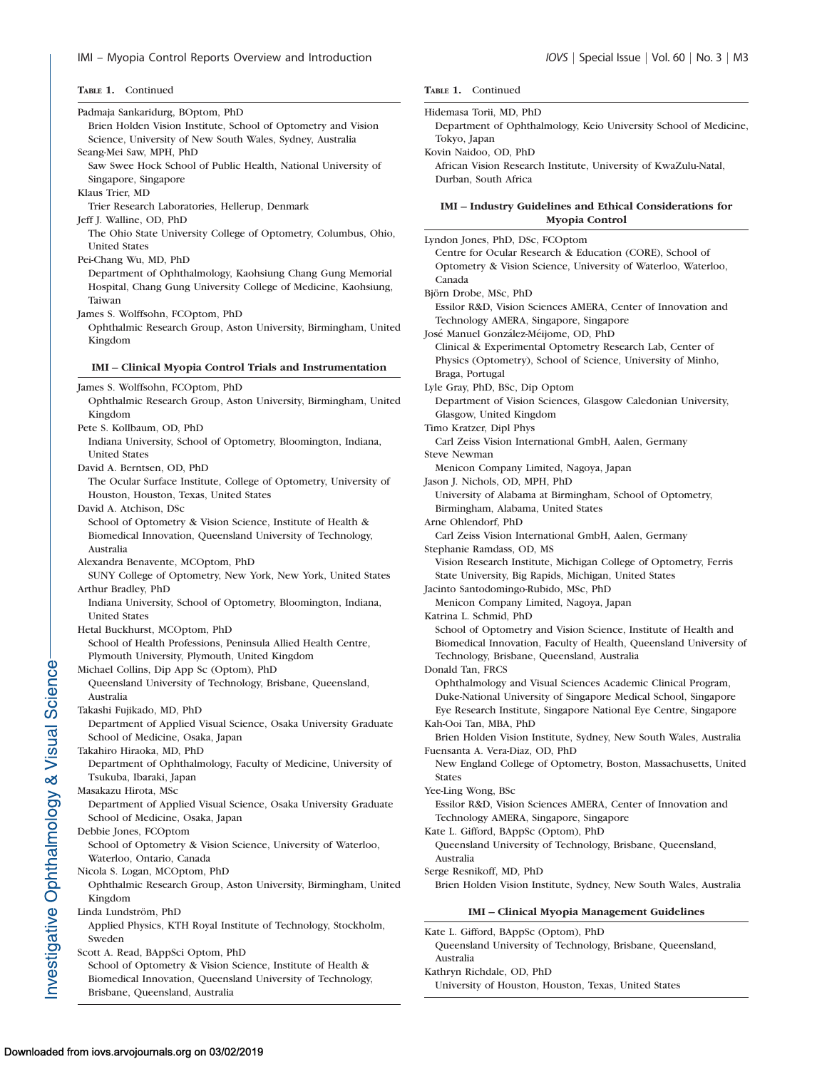**Table 1.** Continued

Padmaja Sankaridurg, BOptom, PhD
Brien Holden Vision Institute, School of Optometry and Vision Science, University of New South Wales, Sydney, Australia

Seang-Mei Saw, MPH, PhD
Saw Swee Hock School of Public Health, National University of Singapore, Singapore

Klaus Trier, MD
Trier Research Laboratories, Hellerup, Denmark

Jeff J. Walline, OD, PhD
The Ohio State University College of Optometry, Columbus, Ohio, United States

Pei-Chang Wu, MD, PhD
Department of Ophthalmology, Kaohsiung Chang Gung Memorial Hospital, Chang Gung University College of Medicine, Kaohsiung, Taiwan

James S. Wolffsohn, FCOptom, PhD
Ophthalmic Research Group, Aston University, Birmingham, United Kingdom

**IMI – Clinical Myopia Control Trials and Instrumentation**

James S. Wolffsohn, FCOptom, PhD
Ophthalmic Research Group, Aston University, Birmingham, United Kingdom

Pete S. Kollbaum, OD, PhD
Indiana University, School of Optometry, Bloomington, Indiana, United States

David A. Berntsen, OD, PhD
The Ocular Surface Institute, College of Optometry, University of Houston, Houston, Texas, United States

David A. Atchison, DSc
School of Optometry & Vision Science, Institute of Health & Biomedical Innovation, Queensland University of Technology, Australia

Alexandra Benavente, MCOptom, PhD
SUNY College of Optometry, New York, New York, United States

Arthur Bradley, PhD
Indiana University, School of Optometry, Bloomington, Indiana, United States

Hetal Buckhurst, MCOptom, PhD
School of Health Professions, Peninsula Allied Health Centre, Plymouth University, Plymouth, United Kingdom

Michael Collins, Dip App Sc (Optom), PhD
Queensland University of Technology, Brisbane, Queensland, Australia

Takashi Fujikado, MD, PhD
Department of Applied Visual Science, Osaka University Graduate School of Medicine, Osaka, Japan

Takahiro Hiraoka, MD, PhD
Department of Ophthalmology, Faculty of Medicine, University of Tsukuba, Ibaraki, Japan

Masakazu Hirota, MSc
Department of Applied Visual Science, Osaka University Graduate School of Medicine, Osaka, Japan

Debbie Jones, FCOptom
School of Optometry & Vision Science, University of Waterloo, Waterloo, Ontario, Canada

Nicola S. Logan, MCOptom, PhD
Ophthalmic Research Group, Aston University, Birmingham, United Kingdom

Linda Lundström, PhD
Applied Physics, KTH Royal Institute of Technology, Stockholm, Sweden

Scott A. Read, BAppSci Optom, PhD
School of Optometry & Vision Science, Institute of Health & Biomedical Innovation, Queensland University of Technology, Brisbane, Queensland, Australia

Hidemasa Torii, MD, PhD
Department of Ophthalmology, Keio University School of Medicine, Tokyo, Japan

Kovin Naidoo, OD, PhD
African Vision Research Institute, University of KwaZulu-Natal, Durban, South Africa

**IMI – Industry Guidelines and Ethical Considerations for Myopia Control**

Lyndon Jones, PhD, DSc, FCOptom
Centre for Ocular Research & Education (CORE), School of Optometry & Vision Science, University of Waterloo, Waterloo, Canada

Björn Drobe, MSc, PhD
Essilor R&D, Vision Sciences AMERA, Center of Innovation and Technology AMERA, Singapore, Singapore

José Manuel González-Méijome, OD, PhD
Clinical & Experimental Optometry Research Lab, Center of Physics (Optometry), School of Science, University of Minho, Braga, Portugal

Lyle Gray, PhD, BSc, Dip Optom
Department of Vision Sciences, Glasgow Caledonian University, Glasgow, United Kingdom

Timo Kratzer, Dipl Phys
Carl Zeiss Vision International GmbH, Aalen, Germany

Steve Newman
Menicon Company Limited, Nagoya, Japan

Jason J. Nichols, OD, MPH, PhD
University of Alabama at Birmingham, School of Optometry, Birmingham, Alabama, United States

Arne Ohlendorf, PhD
Carl Zeiss Vision International GmbH, Aalen, Germany

Stephanie Ramdass, OD, MS
Vision Research Institute, Michigan College of Optometry, Ferris State University, Big Rapids, Michigan, United States

Jacinto Santodomingo-Rubido, MSc, PhD
Menicon Company Limited, Nagoya, Japan

Katrina L. Schmid, PhD
School of Optometry and Vision Science, Institute of Health and Biomedical Innovation, Faculty of Health, Queensland University of Technology, Brisbane, Queensland, Australia

Donald Tan, FRCS
Ophthalmology and Visual Sciences Academic Clinical Program, Duke-National University of Singapore Medical School, Singapore Eye Research Institute, Singapore National Eye Centre, Singapore

Kah-Ooi Tan, MBA, PhD
Brien Holden Vision Institute, Sydney, New South Wales, Australia

Fuensanta A. Vera-Diaz, OD, PhD
New England College of Optometry, Boston, Massachusetts, United States

Yee-Ling Wong, BSc
Essilor R&D, Vision Sciences AMERA, Center of Innovation and Technology AMERA, Singapore, Singapore

Kate L. Gifford, BAppSc (Optom), PhD
Queensland University of Technology, Brisbane, Queensland, Australia

Serge Resnikoff, MD, PhD
Brien Holden Vision Institute, Sydney, New South Wales, Australia

**IMI – Clinical Myopia Management Guidelines**

Kate L. Gifford, BAppSc (Optom), PhD
Queensland University of Technology, Brisbane, Queensland, Australia

Kathryn Richdale, OD, PhD
University of Houston, Houston, Texas, United States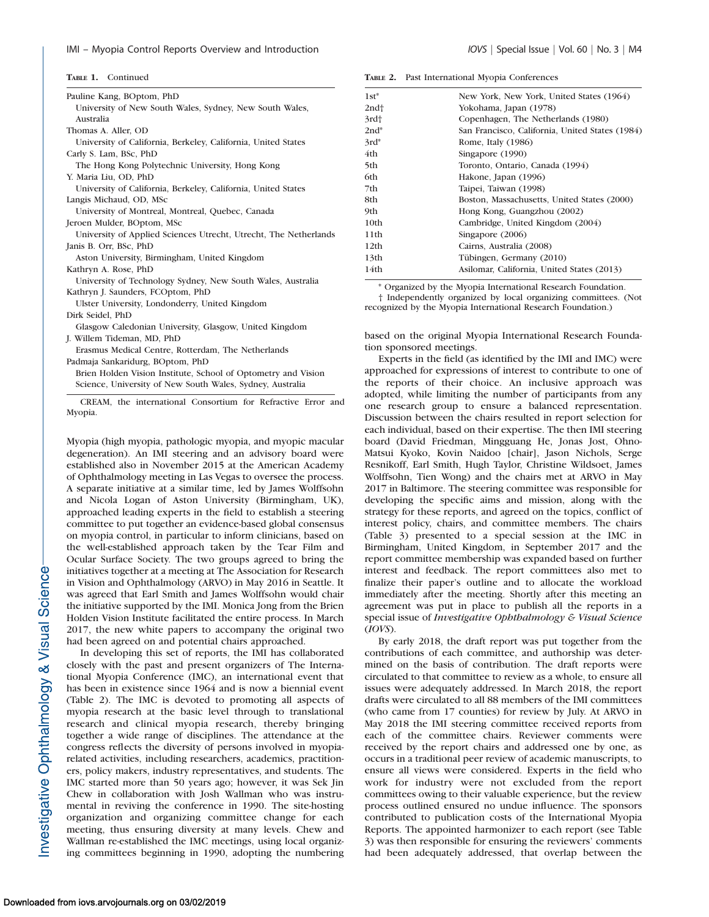**Table 1.** Continued

| |
|---|
| Pauline Kang, BOptom, PhD |
| University of New South Wales, Sydney, New South Wales, Australia |
| Thomas A. Aller, OD |
| University of California, Berkeley, California, United States |
| Carly S. Lam, BSc, PhD |
| The Hong Kong Polytechnic University, Hong Kong |
| Y. Maria Liu, OD, PhD |
| University of California, Berkeley, California, United States |
| Langis Michaud, OD, MSc |
| University of Montreal, Montreal, Quebec, Canada |
| Jeroen Mulder, BOptom, MSc |
| University of Applied Sciences Utrecht, Utrecht, The Netherlands |
| Janis B. Orr, BSc, PhD |
| Aston University, Birmingham, United Kingdom |
| Kathryn A. Rose, PhD |
| University of Technology Sydney, New South Wales, Australia |
| Kathryn J. Saunders, FCOptom, PhD |
| Ulster University, Londonderry, United Kingdom |
| Dirk Seidel, PhD |
| Glasgow Caledonian University, Glasgow, United Kingdom |
| J. Willem Tideman, MD, PhD |
| Erasmus Medical Centre, Rotterdam, The Netherlands |
| Padmaja Sankaridurg, BOptom, PhD |
| Brien Holden Vision Institute, School of Optometry and Vision Science, University of New South Wales, Sydney, Australia |

CREAM, the international Consortium for Refractive Error and Myopia.

Myopia (high myopia, pathologic myopia, and myopic macular degeneration). An IMI steering and an advisory board were established also in November 2015 at the American Academy of Ophthalmology meeting in Las Vegas to oversee the process. A separate initiative at a similar time, led by James Wolffsohn and Nicola Logan of Aston University (Birmingham, UK), approached leading experts in the field to establish a steering committee to put together an evidence-based global consensus on myopia control, in particular to inform clinicians, based on the well-established approach taken by the Tear Film and Ocular Surface Society. The two groups agreed to bring the initiatives together at a meeting at The Association for Research in Vision and Ophthalmology (ARVO) in May 2016 in Seattle. It was agreed that Earl Smith and James Wolffsohn would chair the initiative supported by the IMI. Monica Jong from the Brien Holden Vision Institute facilitated the entire process. In March 2017, the new white papers to accompany the original two had been agreed on and potential chairs approached.

In developing this set of reports, the IMI has collaborated closely with the past and present organizers of The International Myopia Conference (IMC), an international event that has been in existence since 1964 and is now a biennial event (Table 2). The IMC is devoted to promoting all aspects of myopia research at the basic level through to translational research and clinical myopia research, thereby bringing together a wide range of disciplines. The attendance at the congress reflects the diversity of persons involved in myopia-related activities, including researchers, academics, practitioners, policy makers, industry representatives, and students. The IMC started more than 50 years ago; however, it was Sek Jin Chew in collaboration with Josh Wallman who was instrumental in reviving the conference in 1990. The site-hosting organization and organizing committee change for each meeting, thus ensuring diversity at many levels. Chew and Wallman re-established the IMC meetings, using local organizing committees beginning in 1990, adopting the numbering based on the original Myopia International Research Foundation sponsored meetings.

**Table 2.** Past International Myopia Conferences

| | |
|---|---|
| 1st* | New York, New York, United States (1964) |
| 2nd† | Yokohama, Japan (1978) |
| 3rd† | Copenhagen, The Netherlands (1980) |
| 2nd* | San Francisco, California, United States (1984) |
| 3rd* | Rome, Italy (1986) |
| 4th | Singapore (1990) |
| 5th | Toronto, Ontario, Canada (1994) |
| 6th | Hakone, Japan (1996) |
| 7th | Taipei, Taiwan (1998) |
| 8th | Boston, Massachusetts, United States (2000) |
| 9th | Hong Kong, Guangzhou (2002) |
| 10th | Cambridge, United Kingdom (2004) |
| 11th | Singapore (2006) |
| 12th | Cairns, Australia (2008) |
| 13th | Tübingen, Germany (2010) |
| 14th | Asilomar, California, United States (2013) |

\* Organized by the Myopia International Research Foundation.
† Independently organized by local organizing committees. (Not recognized by the Myopia International Research Foundation.)

Experts in the field (as identified by the IMI and IMC) were approached for expressions of interest to contribute to one of the reports of their choice. An inclusive approach was adopted, while limiting the number of participants from any one research group to ensure a balanced representation. Discussion between the chairs resulted in report selection for each individual, based on their expertise. The then IMI steering board (David Friedman, Mingguang He, Jonas Jost, Ohno-Matsui Kyoko, Kovin Naidoo [chair], Jason Nichols, Serge Resnikoff, Earl Smith, Hugh Taylor, Christine Wildsoet, James Wolffsohn, Tien Wong) and the chairs met at ARVO in May 2017 in Baltimore. The steering committee was responsible for developing the specific aims and mission, along with the strategy for these reports, and agreed on the topics, conflict of interest policy, chairs, and committee members. The chairs (Table 3) presented to a special session at the IMC in Birmingham, United Kingdom, in September 2017 and the report committee membership was expanded based on further interest and feedback. The report committees also met to finalize their paper's outline and to allocate the workload immediately after the meeting. Shortly after this meeting an agreement was put in place to publish all the reports in a special issue of *Investigative Ophthalmology & Visual Science* (*IOVS*).

By early 2018, the draft report was put together from the contributions of each committee, and authorship was determined on the basis of contribution. The draft reports were circulated to that committee to review as a whole, to ensure all issues were adequately addressed. In March 2018, the report drafts were circulated to all 88 members of the IMI committees (who came from 17 counties) for review by July. At ARVO in May 2018 the IMI steering committee received reports from each of the committee chairs. Reviewer comments were received by the report chairs and addressed one by one, as occurs in a traditional peer review of academic manuscripts, to ensure all views were considered. Experts in the field who work for industry were not excluded from the report committees owing to their valuable experience, but the review process outlined ensured no undue influence. The sponsors contributed to publication costs of the International Myopia Reports. The appointed harmonizer to each report (see Table 3) was then responsible for ensuring the reviewers' comments had been adequately addressed, that overlap between the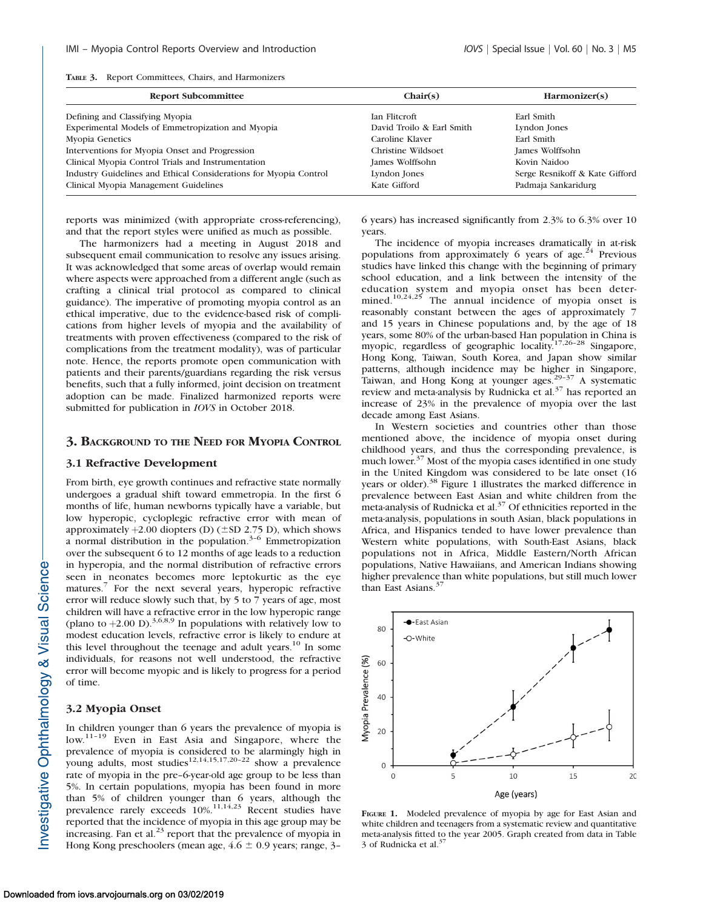Table 3. Report Committees, Chairs, and Harmonizers

| Report Subcommittee | Chair(s) | Harmonizer(s) |
|---|---|---|
| Defining and Classifying Myopia | Ian Flitcroft | Earl Smith |
| Experimental Models of Emmetropization and Myopia | David Troilo & Earl Smith | Lyndon Jones |
| Myopia Genetics | Caroline Klaver | Earl Smith |
| Interventions for Myopia Onset and Progression | Christine Wildsoet | James Wolffsohn |
| Clinical Myopia Control Trials and Instrumentation | James Wolffsohn | Kovin Naidoo |
| Industry Guidelines and Ethical Considerations for Myopia Control | Lyndon Jones | Serge Resnikoff & Kate Gifford |
| Clinical Myopia Management Guidelines | Kate Gifford | Padmaja Sankaridurg |

reports was minimized (with appropriate cross-referencing), and that the report styles were unified as much as possible.

The harmonizers had a meeting in August 2018 and subsequent email communication to resolve any issues arising. It was acknowledged that some areas of overlap would remain where aspects were approached from a different angle (such as crafting a clinical trial protocol as compared to clinical guidance). The imperative of promoting myopia control as an ethical imperative, due to the evidence-based risk of complications from higher levels of myopia and the availability of treatments with proven effectiveness (compared to the risk of complications from the treatment modality), was of particular note. Hence, the reports promote open communication with patients and their parents/guardians regarding the risk versus benefits, such that a fully informed, joint decision on treatment adoption can be made. Finalized harmonized reports were submitted for publication in *IOVS* in October 2018.

## 3. Background to the Need for Myopia Control

### 3.1 Refractive Development

From birth, eye growth continues and refractive state normally undergoes a gradual shift toward emmetropia. In the first 6 months of life, human newborns typically have a variable, but low hyperopic, cycloplegic refractive error with mean of approximately +2.00 diopters (D) (±SD 2.75 D), which shows a normal distribution in the population.[3–6] Emmetropization over the subsequent 6 to 12 months of age leads to a reduction in hyperopia, and the normal distribution of refractive errors seen in neonates becomes more leptokurtic as the eye matures.[7] For the next several years, hyperopic refractive error will reduce slowly such that, by 5 to 7 years of age, most children will have a refractive error in the low hyperopic range (plano to +2.00 D).[3,6,8,9] In populations with relatively low to modest education levels, refractive error is likely to endure at this level throughout the teenage and adult years.[10] In some individuals, for reasons not well understood, the refractive error will become myopic and is likely to progress for a period of time.

### 3.2 Myopia Onset

In children younger than 6 years the prevalence of myopia is low.[11–19] Even in East Asia and Singapore, where the prevalence of myopia is considered to be alarmingly high in young adults, most studies[12,14,15,17,20–22] show a prevalence rate of myopia in the pre–6-year-old age group to be less than 5%. In certain populations, myopia has been found in more than 5% of children younger than 6 years, although the prevalence rarely exceeds 10%.[11,14,23] Recent studies have reported that the incidence of myopia in this age group may be increasing. Fan et al.[23] report that the prevalence of myopia in Hong Kong preschoolers (mean age, 4.6 ± 0.9 years; range, 3–6 years) has increased significantly from 2.3% to 6.3% over 10 years.

The incidence of myopia increases dramatically in at-risk populations from approximately 6 years of age.[24] Previous studies have linked this change with the beginning of primary school education, and a link between the intensity of the education system and myopia onset has been determined.[10,24,25] The annual incidence of myopia onset is reasonably constant between the ages of approximately 7 and 15 years in Chinese populations and, by the age of 18 years, some 80% of the urban-based Han population in China is myopic, regardless of geographic locality.[17,26–28] Singapore, Hong Kong, Taiwan, South Korea, and Japan show similar patterns, although incidence may be higher in Singapore, Taiwan, and Hong Kong at younger ages.[29–37] A systematic review and meta-analysis by Rudnicka et al.[37] has reported an increase of 23% in the prevalence of myopia over the last decade among East Asians.

In Western societies and countries other than those mentioned above, the incidence of myopia onset during childhood years, and thus the corresponding prevalence, is much lower.[37] Most of the myopia cases identified in one study in the United Kingdom was considered to be late onset (16 years or older).[38] Figure 1 illustrates the marked difference in prevalence between East Asian and white children from the meta-analysis of Rudnicka et al.[37] Of ethnicities reported in the meta-analysis, populations in south Asian, black populations in Africa, and Hispanics tended to have lower prevalence than Western white populations, with South-East Asians, black populations not in Africa, Middle Eastern/North African populations, Native Hawaiians, and American Indians showing higher prevalence than white populations, but still much lower than East Asians.[37]

East Asian
White
Myopia Prevalence (%)
0
20
40
60
80
0
5
10
15
20
Age (years)

Figure 1. Modeled prevalence of myopia by age for East Asian and white children and teenagers from a systematic review and quantitative meta-analysis fitted to the year 2005. Graph created from data in Table 3 of Rudnicka et al.[37]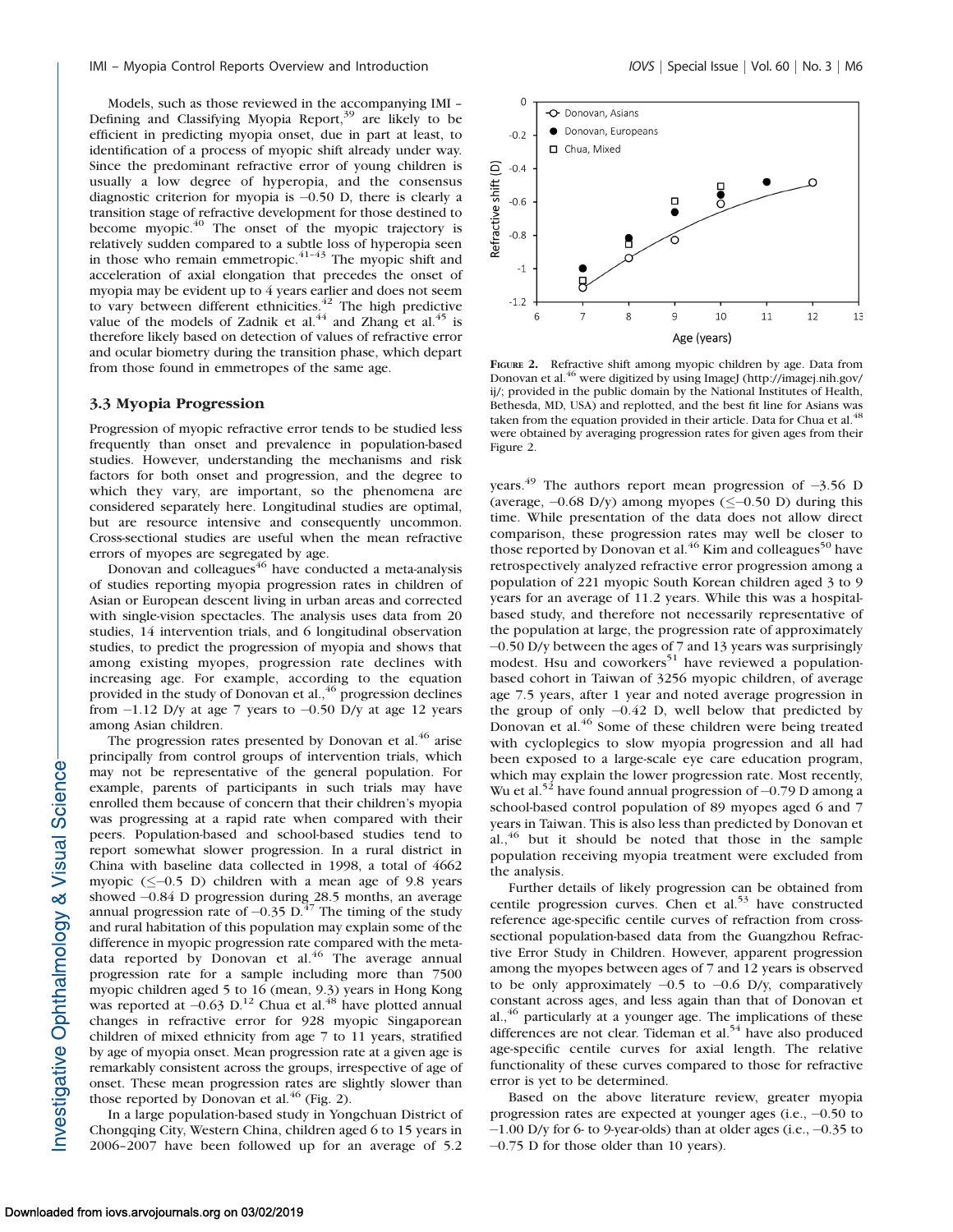Models, such as those reviewed in the accompanying IMI – Defining and Classifying Myopia Report,[39] are likely to be efficient in predicting myopia onset, due in part at least, to identification of a process of myopic shift already under way. Since the predominant refractive error of young children is usually a low degree of hyperopia, and the consensus diagnostic criterion for myopia is −0.50 D, there is clearly a transition stage of refractive development for those destined to become myopic.[40] The onset of the myopic trajectory is relatively sudden compared to a subtle loss of hyperopia seen in those who remain emmetropic.[41–43] The myopic shift and acceleration of axial elongation that precedes the onset of myopia may be evident up to 4 years earlier and does not seem to vary between different ethnicities.[42] The high predictive value of the models of Zadnik et al.[44] and Zhang et al.[45] is therefore likely based on detection of values of refractive error and ocular biometry during the transition phase, which depart from those found in emmetropes of the same age.

### 3.3 Myopia Progression

Progression of myopic refractive error tends to be studied less frequently than onset and prevalence in population-based studies. However, understanding the mechanisms and risk factors for both onset and progression, and the degree to which they vary, are important, so the phenomena are considered separately here. Longitudinal studies are optimal, but are resource intensive and consequently uncommon. Cross-sectional studies are useful when the mean refractive errors of myopes are segregated by age.

Donovan and colleagues[46] have conducted a meta-analysis of studies reporting myopia progression rates in children of Asian or European descent living in urban areas and corrected with single-vision spectacles. The analysis uses data from 20 studies, 14 intervention trials, and 6 longitudinal observation studies, to predict the progression of myopia and shows that among existing myopes, progression rate declines with increasing age. For example, according to the equation provided in the study of Donovan et al.,[46] progression declines from −1.12 D/y at age 7 years to −0.50 D/y at age 12 years among Asian children.

The progression rates presented by Donovan et al.[46] arise principally from control groups of intervention trials, which may not be representative of the general population. For example, parents of participants in such trials may have enrolled them because of concern that their children's myopia was progressing at a rapid rate when compared with their peers. Population-based and school-based studies tend to report somewhat slower progression. In a rural district in China with baseline data collected in 1998, a total of 4662 myopic (≤−0.5 D) children with a mean age of 9.8 years showed −0.84 D progression during 28.5 months, an average annual progression rate of −0.35 D.[47] The timing of the study and rural habitation of this population may explain some of the difference in myopic progression rate compared with the meta-data reported by Donovan et al.[46] The average annual progression rate for a sample including more than 7500 myopic children aged 5 to 16 (mean, 9.3) years in Hong Kong was reported at −0.63 D.[12] Chua et al.[48] have plotted annual changes in refractive error for 928 myopic Singaporean children of mixed ethnicity from age 7 to 11 years, stratified by age of myopia onset. Mean progression rate at a given age is remarkably consistent across the groups, irrespective of age of onset. These mean progression rates are slightly slower than those reported by Donovan et al.[46] (Fig. 2).

**Figure 2.** Refractive shift among myopic children by age. Data from Donovan et al.[46] were digitized by using ImageJ (http://imagej.nih.gov/ij/; provided in the public domain by the National Institutes of Health, Bethesda, MD, USA) and replotted, and the best fit line for Asians was taken from the equation provided in their article. Data for Chua et al.[48] were obtained by averaging progression rates for given ages from their Figure 2.

In a large population-based study in Yongchuan District of Chongqing City, Western China, children aged 6 to 15 years in 2006–2007 have been followed up for an average of 5.2 years.[49] The authors report mean progression of −3.56 D (average, −0.68 D/y) among myopes (≤−0.50 D) during this time. While presentation of the data does not allow direct comparison, these progression rates may well be closer to those reported by Donovan et al.[46] Kim and colleagues[50] have retrospectively analyzed refractive error progression among a population of 221 myopic South Korean children aged 3 to 9 years for an average of 11.2 years. While this was a hospital-based study, and therefore not necessarily representative of the population at large, the progression rate of approximately −0.50 D/y between the ages of 7 and 13 years was surprisingly modest. Hsu and coworkers[51] have reviewed a population-based cohort in Taiwan of 3256 myopic children, of average age 7.5 years, after 1 year and noted average progression in the group of only −0.42 D, well below that predicted by Donovan et al.[46] Some of these children were being treated with cycloplegics to slow myopia progression and all had been exposed to a large-scale eye care education program, which may explain the lower progression rate. Most recently, Wu et al.[52] have found annual progression of −0.79 D among a school-based control population of 89 myopes aged 6 and 7 years in Taiwan. This is also less than predicted by Donovan et al.,[46] but it should be noted that those in the sample population receiving myopia treatment were excluded from the analysis.

Further details of likely progression can be obtained from centile progression curves. Chen et al.[53] have constructed reference age-specific centile curves of refraction from cross-sectional population-based data from the Guangzhou Refractive Error Study in Children. However, apparent progression among the myopes between ages of 7 and 12 years is observed to be only approximately −0.5 to −0.6 D/y, comparatively constant across ages, and less again than that of Donovan et al.,[46] particularly at a younger age. The implications of these differences are not clear. Tideman et al.[54] have also produced age-specific centile curves for axial length. The relative functionality of these curves compared to those for refractive error is yet to be determined.

Based on the above literature review, greater myopia progression rates are expected at younger ages (i.e., −0.50 to −1.00 D/y for 6- to 9-year-olds) than at older ages (i.e., −0.35 to −0.75 D for those older than 10 years).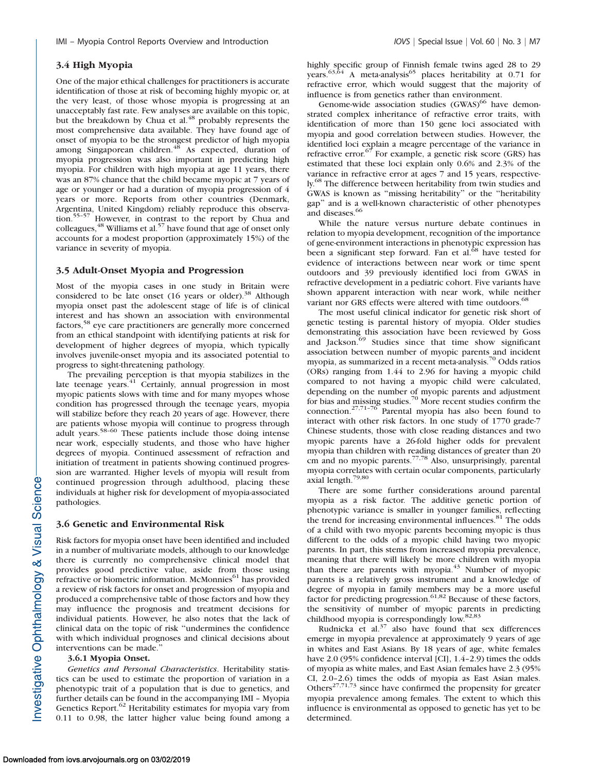### 3.4 High Myopia

One of the major ethical challenges for practitioners is accurate identification of those at risk of becoming highly myopic or, at the very least, of those whose myopia is progressing at an unacceptably fast rate. Few analyses are available on this topic, but the breakdown by Chua et al.[48] probably represents the most comprehensive data available. They have found age of onset of myopia to be the strongest predictor of high myopia among Singaporean children.[48] As expected, duration of myopia progression was also important in predicting high myopia. For children with high myopia at age 11 years, there was an 87% chance that the child became myopic at 7 years of age or younger or had a duration of myopia progression of 4 years or more. Reports from other countries (Denmark, Argentina, United Kingdom) reliably reproduce this observation.[55–57] However, in contrast to the report by Chua and colleagues,[48] Williams et al.[57] have found that age of onset only accounts for a modest proportion (approximately 15%) of the variance in severity of myopia.

### 3.5 Adult-Onset Myopia and Progression

Most of the myopia cases in one study in Britain were considered to be late onset (16 years or older).[38] Although myopia onset past the adolescent stage of life is of clinical interest and has shown an association with environmental factors,[58] eye care practitioners are generally more concerned from an ethical standpoint with identifying patients at risk for development of higher degrees of myopia, which typically involves juvenile-onset myopia and its associated potential to progress to sight-threatening pathology.

The prevailing perception is that myopia stabilizes in the late teenage years.[41] Certainly, annual progression in most myopic patients slows with time and for many myopes whose condition has progressed through the teenage years, myopia will stabilize before they reach 20 years of age. However, there are patients whose myopia will continue to progress through adult years.[58–60] These patients include those doing intense near work, especially students, and those who have higher degrees of myopia. Continued assessment of refraction and initiation of treatment in patients showing continued progression are warranted. Higher levels of myopia will result from continued progression through adulthood, placing these individuals at higher risk for development of myopia-associated pathologies.

### 3.6 Genetic and Environmental Risk

Risk factors for myopia onset have been identified and included in a number of multivariate models, although to our knowledge there is currently no comprehensive clinical model that provides good predictive value, aside from those using refractive or biometric information. McMonnies[61] has provided a review of risk factors for onset and progression of myopia and produced a comprehensive table of those factors and how they may influence the prognosis and treatment decisions for individual patients. However, he also notes that the lack of clinical data on the topic of risk "undermines the confidence with which individual prognoses and clinical decisions about interventions can be made."

#### 3.6.1 Myopia Onset.

*Genetics and Personal Characteristics*. Heritability statistics can be used to estimate the proportion of variation in a phenotypic trait of a population that is due to genetics, and further details can be found in the accompanying IMI – Myopia Genetics Report.[62] Heritability estimates for myopia vary from 0.11 to 0.98, the latter higher value being found among a highly specific group of Finnish female twins aged 28 to 29 years.[63,64] A meta-analysis[65] places heritability at 0.71 for refractive error, which would suggest that the majority of influence is from genetics rather than environment.

Genome-wide association studies (GWAS)[66] have demonstrated complex inheritance of refractive error traits, with identification of more than 150 gene loci associated with myopia and good correlation between studies. However, the identified loci explain a meagre percentage of the variance in refractive error.[67] For example, a genetic risk score (GRS) has estimated that these loci explain only 0.6% and 2.3% of the variance in refractive error at ages 7 and 15 years, respectively.[68] The difference between heritability from twin studies and GWAS is known as "missing heritability" or the "heritability gap" and is a well-known characteristic of other phenotypes and diseases.[66]

While the nature versus nurture debate continues in relation to myopia development, recognition of the importance of gene-environment interactions in phenotypic expression has been a significant step forward. Fan et al.[68] have tested for evidence of interactions between near work or time spent outdoors and 39 previously identified loci from GWAS in refractive development in a pediatric cohort. Five variants have shown apparent interaction with near work, while neither variant nor GRS effects were altered with time outdoors.[68]

The most useful clinical indicator for genetic risk short of genetic testing is parental history of myopia. Older studies demonstrating this association have been reviewed by Goss and Jackson.[69] Studies since that time show significant association between number of myopic parents and incident myopia, as summarized in a recent meta-analysis.[70] Odds ratios (ORs) ranging from 1.44 to 2.96 for having a myopic child compared to not having a myopic child were calculated, depending on the number of myopic parents and adjustment for bias and missing studies.[70] More recent studies confirm the connection.[27,71–76] Parental myopia has also been found to interact with other risk factors. In one study of 1770 grade-7 Chinese students, those with close reading distances and two myopic parents have a 26-fold higher odds for prevalent myopia than children with reading distances of greater than 20 cm and no myopic parents.[77,78] Also, unsurprisingly, parental myopia correlates with certain ocular components, particularly axial length.[79,80]

There are some further considerations around parental myopia as a risk factor. The additive genetic portion of phenotypic variance is smaller in younger families, reflecting the trend for increasing environmental influences.[81] The odds of a child with two myopic parents becoming myopic is thus different to the odds of a myopic child having two myopic parents. In part, this stems from increased myopia prevalence, meaning that there will likely be more children with myopia than there are parents with myopia.[43] Number of myopic parents is a relatively gross instrument and a knowledge of degree of myopia in family members may be a more useful factor for predicting progression.[61,82] Because of these factors, the sensitivity of number of myopic parents in predicting childhood myopia is correspondingly low.[82,83]

Rudnicka et al.[37] also have found that sex differences emerge in myopia prevalence at approximately 9 years of age in whites and East Asians. By 18 years of age, white females have 2.0 (95% confidence interval [CI], 1.4–2.9) times the odds of myopia as white males, and East Asian females have 2.3 (95% CI, 2.0–2.6) times the odds of myopia as East Asian males. Others[27,71,73] since have confirmed the propensity for greater myopia prevalence among females. The extent to which this influence is environmental as opposed to genetic has yet to be determined.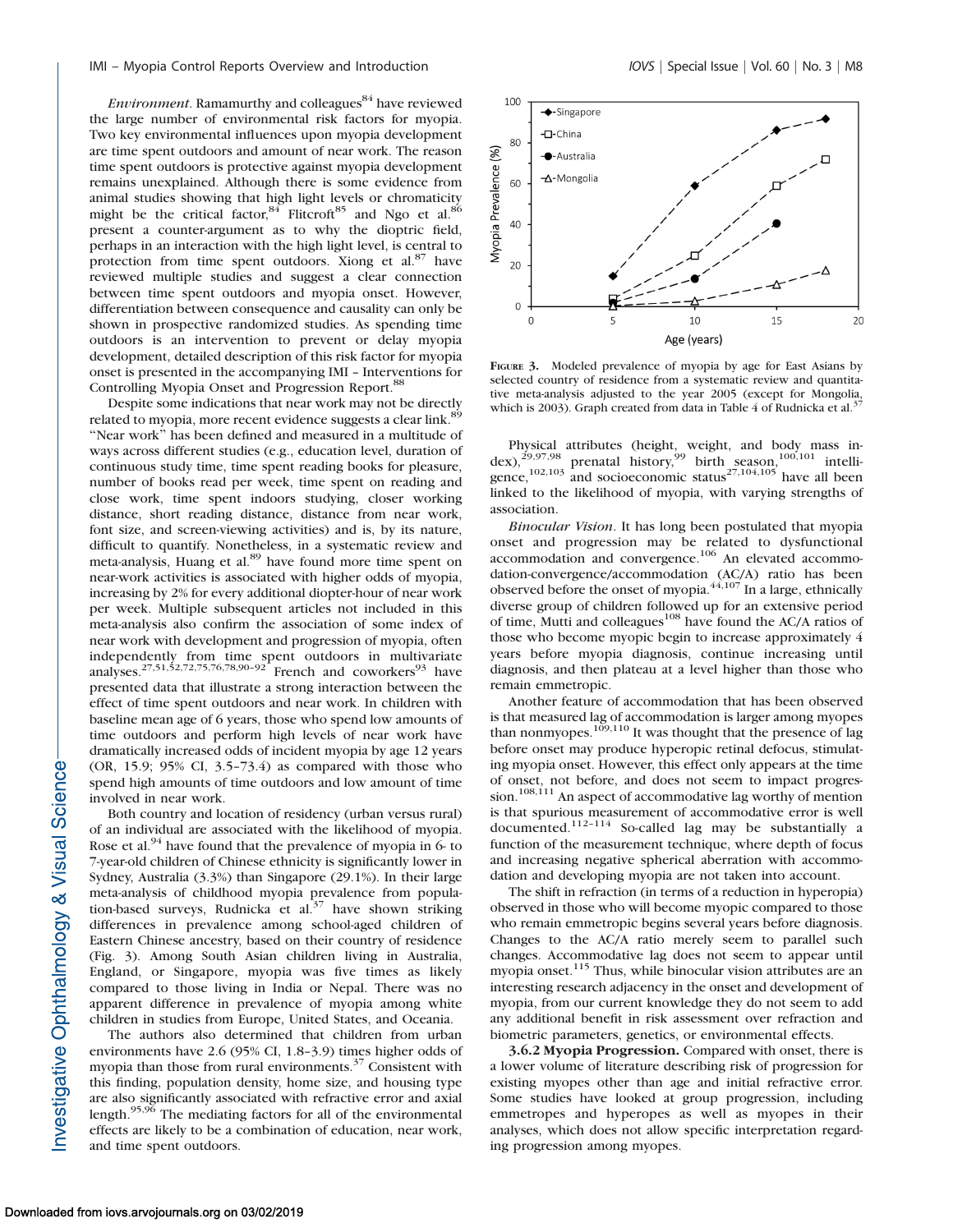*Environment*. Ramamurthy and colleagues[84] have reviewed the large number of environmental risk factors for myopia. Two key environmental influences upon myopia development are time spent outdoors and amount of near work. The reason time spent outdoors is protective against myopia development remains unexplained. Although there is some evidence from animal studies showing that high light levels or chromaticity might be the critical factor,[84] Flitcroft[85] and Ngo et al.[86] present a counter-argument as to why the dioptric field, perhaps in an interaction with the high light level, is central to protection from time spent outdoors. Xiong et al.[87] have reviewed multiple studies and suggest a clear connection between time spent outdoors and myopia onset. However, differentiation between consequence and causality can only be shown in prospective randomized studies. As spending time outdoors is an intervention to prevent or delay myopia development, detailed description of this risk factor for myopia onset is presented in the accompanying IMI – Interventions for Controlling Myopia Onset and Progression Report.[88]

Despite some indications that near work may not be directly related to myopia, more recent evidence suggests a clear link.[89] "Near work" has been defined and measured in a multitude of ways across different studies (e.g., education level, duration of continuous study time, time spent reading books for pleasure, number of books read per week, time spent on reading and close work, time spent indoors studying, closer working distance, short reading distance, distance from near work, font size, and screen-viewing activities) and is, by its nature, difficult to quantify. Nonetheless, in a systematic review and meta-analysis, Huang et al.[89] have found more time spent on near-work activities is associated with higher odds of myopia, increasing by 2% for every additional diopter-hour of near work per week. Multiple subsequent articles not included in this meta-analysis also confirm the association of some index of near work with development and progression of myopia, often independently from time spent outdoors in multivariate analyses.[27,51,52,72,75,76,78,90–92] French and coworkers[93] have presented data that illustrate a strong interaction between the effect of time spent outdoors and near work. In children with baseline mean age of 6 years, those who spend low amounts of time outdoors and perform high levels of near work have dramatically increased odds of incident myopia by age 12 years (OR, 15.9; 95% CI, 3.5–73.4) as compared with those who spend high amounts of time outdoors and low amount of time involved in near work.

Both country and location of residency (urban versus rural) of an individual are associated with the likelihood of myopia. Rose et al.[94] have found that the prevalence of myopia in 6- to 7-year-old children of Chinese ethnicity is significantly lower in Sydney, Australia (3.3%) than Singapore (29.1%). In their large meta-analysis of childhood myopia prevalence from population-based surveys, Rudnicka et al.[37] have shown striking differences in prevalence among school-aged children of Eastern Chinese ancestry, based on their country of residence (Fig. 3). Among South Asian children living in Australia, England, or Singapore, myopia was five times as likely compared to those living in India or Nepal. There was no apparent difference in prevalence of myopia among white children in studies from Europe, United States, and Oceania.

The authors also determined that children from urban environments have 2.6 (95% CI, 1.8–3.9) times higher odds of myopia than those from rural environments.[37] Consistent with this finding, population density, home size, and housing type are also significantly associated with refractive error and axial length.[95,96] The mediating factors for all of the environmental effects are likely to be a combination of education, near work, and time spent outdoors.

Singapore
China
Australia
Mongolia
Myopia Prevalence (%)
100
80
60
40
20
0
0
5
10
15
20
Age (years)

**Figure 3.** Modeled prevalence of myopia by age for East Asians by selected country of residence from a systematic review and quantitative meta-analysis adjusted to the year 2005 (except for Mongolia, which is 2003). Graph created from data in Table 4 of Rudnicka et al.[37]

Physical attributes (height, weight, and body mass index),[29,97,98] prenatal history,[99] birth season,[100,101] intelligence,[102,103] and socioeconomic status[27,104,105] have all been linked to the likelihood of myopia, with varying strengths of association.

*Binocular Vision*. It has long been postulated that myopia onset and progression may be related to dysfunctional accommodation and convergence.[106] An elevated accommodation-convergence/accommodation (AC/A) ratio has been observed before the onset of myopia.[44,107] In a large, ethnically diverse group of children followed up for an extensive period of time, Mutti and colleagues[108] have found the AC/A ratios of those who become myopic begin to increase approximately 4 years before myopia diagnosis, continue increasing until diagnosis, and then plateau at a level higher than those who remain emmetropic.

Another feature of accommodation that has been observed is that measured lag of accommodation is larger among myopes than nonmyopes.[109,110] It was thought that the presence of lag before onset may produce hyperopic retinal defocus, stimulating myopia onset. However, this effect only appears at the time of onset, not before, and does not seem to impact progression.[108,111] An aspect of accommodative lag worthy of mention is that spurious measurement of accommodative error is well documented.[112–114] So-called lag may be substantially a function of the measurement technique, where depth of focus and increasing negative spherical aberration with accommodation and developing myopia are not taken into account.

The shift in refraction (in terms of a reduction in hyperopia) observed in those who will become myopic compared to those who remain emmetropic begins several years before diagnosis. Changes to the AC/A ratio merely seem to parallel such changes. Accommodative lag does not seem to appear until myopia onset.[115] Thus, while binocular vision attributes are an interesting research adjacency in the onset and development of myopia, from our current knowledge they do not seem to add any additional benefit in risk assessment over refraction and biometric parameters, genetics, or environmental effects.

**3.6.2 Myopia Progression.** Compared with onset, there is a lower volume of literature describing risk of progression for existing myopes other than age and initial refractive error. Some studies have looked at group progression, including emmetropes and hyperopes as well as myopes in their analyses, which does not allow specific interpretation regarding progression among myopes.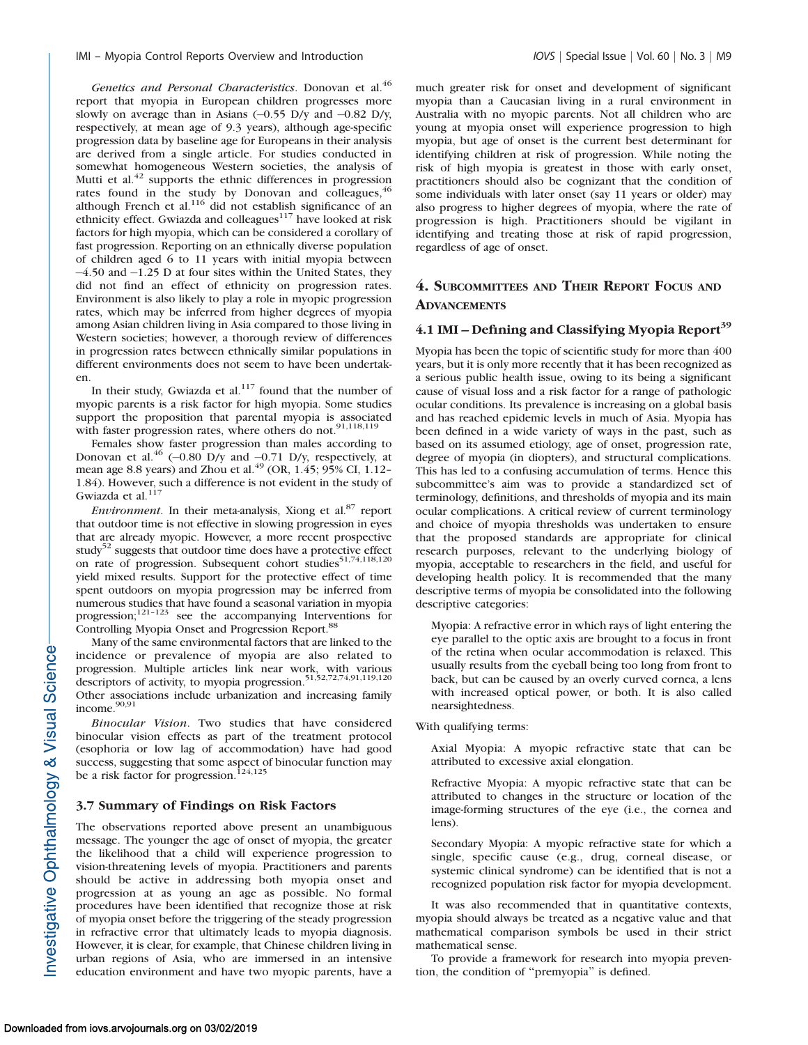*Genetics and Personal Characteristics*. Donovan et al.[46] report that myopia in European children progresses more slowly on average than in Asians (–0.55 D/y and –0.82 D/y, respectively, at mean age of 9.3 years), although age-specific progression data by baseline age for Europeans in their analysis are derived from a single article. For studies conducted in somewhat homogeneous Western societies, the analysis of Mutti et al.[42] supports the ethnic differences in progression rates found in the study by Donovan and colleagues,[46] although French et al.[116] did not establish significance of an ethnicity effect. Gwiazda and colleagues[117] have looked at risk factors for high myopia, which can be considered a corollary of fast progression. Reporting on an ethnically diverse population of children aged 6 to 11 years with initial myopia between –4.50 and –1.25 D at four sites within the United States, they did not find an effect of ethnicity on progression rates. Environment is also likely to play a role in myopic progression rates, which may be inferred from higher degrees of myopia among Asian children living in Asia compared to those living in Western societies; however, a thorough review of differences in progression rates between ethnically similar populations in different environments does not seem to have been undertaken.

In their study, Gwiazda et al.[117] found that the number of myopic parents is a risk factor for high myopia. Some studies support the proposition that parental myopia is associated with faster progression rates, where others do not.[91,118,119]

Females show faster progression than males according to Donovan et al.[46] (–0.80 D/y and –0.71 D/y, respectively, at mean age 8.8 years) and Zhou et al.[49] (OR, 1.45; 95% CI, 1.12–1.84). However, such a difference is not evident in the study of Gwiazda et al.[117]

*Environment*. In their meta-analysis, Xiong et al.[87] report that outdoor time is not effective in slowing progression in eyes that are already myopic. However, a more recent prospective study[52] suggests that outdoor time does have a protective effect on rate of progression. Subsequent cohort studies[51,74,118,120] yield mixed results. Support for the protective effect of time spent outdoors on myopia progression may be inferred from numerous studies that have found a seasonal variation in myopia progression;[121–123] see the accompanying Interventions for Controlling Myopia Onset and Progression Report.[88]

Many of the same environmental factors that are linked to the incidence or prevalence of myopia are also related to progression. Multiple articles link near work, with various descriptors of activity, to myopia progression.[51,52,72,74,91,119,120] Other associations include urbanization and increasing family income.[90,91]

*Binocular Vision*. Two studies that have considered binocular vision effects as part of the treatment protocol (esophoria or low lag of accommodation) have had good success, suggesting that some aspect of binocular function may be a risk factor for progression.[124,125]

### 3.7 Summary of Findings on Risk Factors

The observations reported above present an unambiguous message. The younger the age of onset of myopia, the greater the likelihood that a child will experience progression to vision-threatening levels of myopia. Practitioners and parents should be active in addressing both myopia onset and progression at as young an age as possible. No formal procedures have been identified that recognize those at risk of myopia onset before the triggering of the steady progression in refractive error that ultimately leads to myopia diagnosis. However, it is clear, for example, that Chinese children living in urban regions of Asia, who are immersed in an intensive education environment and have two myopic parents, have a much greater risk for onset and development of significant myopia than a Caucasian living in a rural environment in Australia with no myopic parents. Not all children who are young at myopia onset will experience progression to high myopia, but age of onset is the current best determinant for identifying children at risk of progression. While noting the risk of high myopia is greatest in those with early onset, practitioners should also be cognizant that the condition of some individuals with later onset (say 11 years or older) may also progress to higher degrees of myopia, where the rate of progression is high. Practitioners should be vigilant in identifying and treating those at risk of rapid progression, regardless of age of onset.

## 4. Subcommittees and Their Report Focus and Advancements

### 4.1 IMI – Defining and Classifying Myopia Report[39]

Myopia has been the topic of scientific study for more than 400 years, but it is only more recently that it has been recognized as a serious public health issue, owing to its being a significant cause of visual loss and a risk factor for a range of pathologic ocular conditions. Its prevalence is increasing on a global basis and has reached epidemic levels in much of Asia. Myopia has been defined in a wide variety of ways in the past, such as based on its assumed etiology, age of onset, progression rate, degree of myopia (in diopters), and structural complications. This has led to a confusing accumulation of terms. Hence this subcommittee's aim was to provide a standardized set of terminology, definitions, and thresholds of myopia and its main ocular complications. A critical review of current terminology and choice of myopia thresholds was undertaken to ensure that the proposed standards are appropriate for clinical research purposes, relevant to the underlying biology of myopia, acceptable to researchers in the field, and useful for developing health policy. It is recommended that the many descriptive terms of myopia be consolidated into the following descriptive categories:

> Myopia: A refractive error in which rays of light entering the eye parallel to the optic axis are brought to a focus in front of the retina when ocular accommodation is relaxed. This usually results from the eyeball being too long from front to back, but can be caused by an overly curved cornea, a lens with increased optical power, or both. It is also called nearsightedness.

With qualifying terms:

> Axial Myopia: A myopic refractive state that can be attributed to excessive axial elongation.

> Refractive Myopia: A myopic refractive state that can be attributed to changes in the structure or location of the image-forming structures of the eye (i.e., the cornea and lens).

> Secondary Myopia: A myopic refractive state for which a single, specific cause (e.g., drug, corneal disease, or systemic clinical syndrome) can be identified that is not a recognized population risk factor for myopia development.

It was also recommended that in quantitative contexts, myopia should always be treated as a negative value and that mathematical comparison symbols be used in their strict mathematical sense.

To provide a framework for research into myopia prevention, the condition of "premyopia" is defined.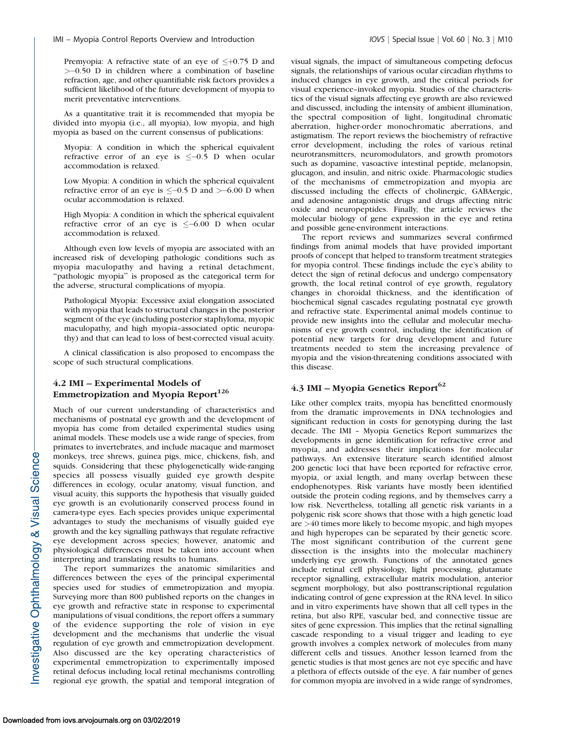Premyopia: A refractive state of an eye of $\leq$+0.75 D and $>$−0.50 D in children where a combination of baseline refraction, age, and other quantifiable risk factors provides a sufficient likelihood of the future development of myopia to merit preventative interventions.

As a quantitative trait it is recommended that myopia be divided into myopia (i.e., all myopia), low myopia, and high myopia as based on the current consensus of publications:

Myopia: A condition in which the spherical equivalent refractive error of an eye is $\leq$−0.5 D when ocular accommodation is relaxed.

Low Myopia: A condition in which the spherical equivalent refractive error of an eye is $\leq$−0.5 D and $>$−6.00 D when ocular accommodation is relaxed.

High Myopia: A condition in which the spherical equivalent refractive error of an eye is $\leq$−6.00 D when ocular accommodation is relaxed.

Although even low levels of myopia are associated with an increased risk of developing pathologic conditions such as myopia maculopathy and having a retinal detachment, "pathologic myopia" is proposed as the categorical term for the adverse, structural complications of myopia.

Pathological Myopia: Excessive axial elongation associated with myopia that leads to structural changes in the posterior segment of the eye (including posterior staphyloma, myopic maculopathy, and high myopia–associated optic neuropathy) and that can lead to loss of best-corrected visual acuity.

A clinical classification is also proposed to encompass the scope of such structural complications.

## 4.2 IMI – Experimental Models of Emmetropization and Myopia Report[126]

Much of our current understanding of characteristics and mechanisms of postnatal eye growth and the development of myopia has come from detailed experimental studies using animal models. These models use a wide range of species, from primates to invertebrates, and include macaque and marmoset monkeys, tree shrews, guinea pigs, mice, chickens, fish, and squids. Considering that these phylogenetically wide-ranging species all possess visually guided eye growth despite differences in ecology, ocular anatomy, visual function, and visual acuity, this supports the hypothesis that visually guided eye growth is an evolutionarily conserved process found in camera-type eyes. Each species provides unique experimental advantages to study the mechanisms of visually guided eye growth and the key signalling pathways that regulate refractive eye development across species; however, anatomic and physiological differences must be taken into account when interpreting and translating results to humans.

The report summarizes the anatomic similarities and differences between the eyes of the principal experimental species used for studies of emmetropization and myopia. Surveying more than 800 published reports on the changes in eye growth and refractive state in response to experimental manipulations of visual conditions, the report offers a summary of the evidence supporting the role of vision in eye development and the mechanisms that underlie the visual regulation of eye growth and emmetropization development. Also discussed are the key operating characteristics of experimental emmetropization to experimentally imposed retinal defocus including local retinal mechanisms controlling regional eye growth, the spatial and temporal integration of visual signals, the impact of simultaneous competing defocus signals, the relationships of various ocular circadian rhythms to induced changes in eye growth, and the critical periods for visual experience–invoked myopia. Studies of the characteristics of the visual signals affecting eye growth are also reviewed and discussed, including the intensity of ambient illumination, the spectral composition of light, longitudinal chromatic aberration, higher-order monochromatic aberrations, and astigmatism. The report reviews the biochemistry of refractive error development, including the roles of various retinal neurotransmitters, neuromodulators, and growth promotors such as dopamine, vasoactive intestinal peptide, melanopsin, glucagon, and insulin, and nitric oxide. Pharmacologic studies of the mechanisms of emmetropization and myopia are discussed including the effects of cholinergic, GABAergic, and adenosine antagonistic drugs and drugs affecting nitric oxide and neuropeptides. Finally, the article reviews the molecular biology of gene expression in the eye and retina and possible gene-environment interactions.

The report reviews and summarizes several confirmed findings from animal models that have provided important proofs of concept that helped to transform treatment strategies for myopia control. These findings include the eye's ability to detect the sign of retinal defocus and undergo compensatory growth, the local retinal control of eye growth, regulatory changes in choroidal thickness, and the identification of biochemical signal cascades regulating postnatal eye growth and refractive state. Experimental animal models continue to provide new insights into the cellular and molecular mechanisms of eye growth control, including the identification of potential new targets for drug development and future treatments needed to stem the increasing prevalence of myopia and the vision-threatening conditions associated with this disease.

## 4.3 IMI – Myopia Genetics Report[62]

Like other complex traits, myopia has benefitted enormously from the dramatic improvements in DNA technologies and significant reduction in costs for genotyping during the last decade. The IMI – Myopia Genetics Report summarizes the developments in gene identification for refractive error and myopia, and addresses their implications for molecular pathways. An extensive literature search identified almost 200 genetic loci that have been reported for refractive error, myopia, or axial length, and many overlap between these endophenotypes. Risk variants have mostly been identified outside the protein coding regions, and by themselves carry a low risk. Nevertheless, totalling all genetic risk variants in a polygenic risk score shows that those with a high genetic load are $>$40 times more likely to become myopic, and high myopes and high hyperopes can be separated by their genetic score. The most significant contribution of the current gene dissection is the insights into the molecular machinery underlying eye growth. Functions of the annotated genes include retinal cell physiology, light processing, glutamate receptor signalling, extracellular matrix modulation, anterior segment morphology, but also posttranscriptional regulation indicating control of gene expression at the RNA level. In silico and in vitro experiments have shown that all cell types in the retina, but also RPE, vascular bed, and connective tissue are sites of gene expression. This implies that the retinal signalling cascade responding to a visual trigger and leading to eye growth involves a complex network of molecules from many different cells and tissues. Another lesson learned from the genetic studies is that most genes are not eye specific and have a plethora of effects outside of the eye. A fair number of genes for common myopia are involved in a wide range of syndromes,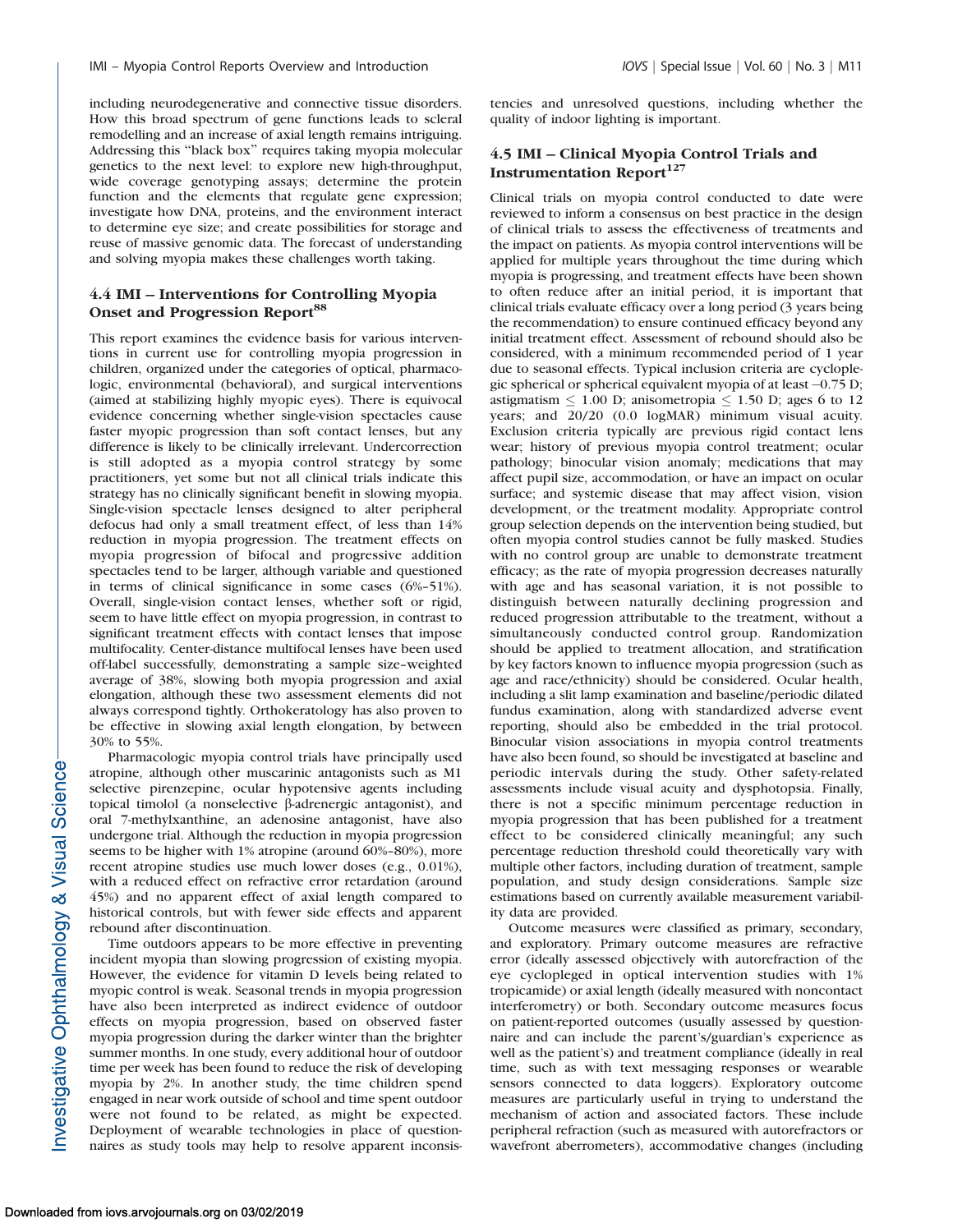including neurodegenerative and connective tissue disorders. How this broad spectrum of gene functions leads to scleral remodelling and an increase of axial length remains intriguing. Addressing this "black box" requires taking myopia molecular genetics to the next level: to explore new high-throughput, wide coverage genotyping assays; determine the protein function and the elements that regulate gene expression; investigate how DNA, proteins, and the environment interact to determine eye size; and create possibilities for storage and reuse of massive genomic data. The forecast of understanding and solving myopia makes these challenges worth taking.

### 4.4 IMI – Interventions for Controlling Myopia Onset and Progression Report[88]

This report examines the evidence basis for various interventions in current use for controlling myopia progression in children, organized under the categories of optical, pharmacologic, environmental (behavioral), and surgical interventions (aimed at stabilizing highly myopic eyes). There is equivocal evidence concerning whether single-vision spectacles cause faster myopic progression than soft contact lenses, but any difference is likely to be clinically irrelevant. Undercorrection is still adopted as a myopia control strategy by some practitioners, yet some but not all clinical trials indicate this strategy has no clinically significant benefit in slowing myopia. Single-vision spectacle lenses designed to alter peripheral defocus had only a small treatment effect, of less than 14% reduction in myopia progression. The treatment effects on myopia progression of bifocal and progressive addition spectacles tend to be larger, although variable and questioned in terms of clinical significance in some cases (6%–51%). Overall, single-vision contact lenses, whether soft or rigid, seem to have little effect on myopia progression, in contrast to significant treatment effects with contact lenses that impose multifocality. Center-distance multifocal lenses have been used off-label successfully, demonstrating a sample size–weighted average of 38%, slowing both myopia progression and axial elongation, although these two assessment elements did not always correspond tightly. Orthokeratology has also proven to be effective in slowing axial length elongation, by between 30% to 55%.

Pharmacologic myopia control trials have principally used atropine, although other muscarinic antagonists such as M1 selective pirenzepine, ocular hypotensive agents including topical timolol (a nonselective β-adrenergic antagonist), and oral 7-methylxanthine, an adenosine antagonist, have also undergone trial. Although the reduction in myopia progression seems to be higher with 1% atropine (around 60%–80%), more recent atropine studies use much lower doses (e.g., 0.01%), with a reduced effect on refractive error retardation (around 45%) and no apparent effect of axial length compared to historical controls, but with fewer side effects and apparent rebound after discontinuation.

Time outdoors appears to be more effective in preventing incident myopia than slowing progression of existing myopia. However, the evidence for vitamin D levels being related to myopic control is weak. Seasonal trends in myopia progression have also been interpreted as indirect evidence of outdoor effects on myopia progression, based on observed faster myopia progression during the darker winter than the brighter summer months. In one study, every additional hour of outdoor time per week has been found to reduce the risk of developing myopia by 2%. In another study, the time children spend engaged in near work outside of school and time spent outdoor were not found to be related, as might be expected. Deployment of wearable technologies in place of questionnaires as study tools may help to resolve apparent inconsistencies and unresolved questions, including whether the quality of indoor lighting is important.

### 4.5 IMI – Clinical Myopia Control Trials and Instrumentation Report[127]

Clinical trials on myopia control conducted to date were reviewed to inform a consensus on best practice in the design of clinical trials to assess the effectiveness of treatments and the impact on patients. As myopia control interventions will be applied for multiple years throughout the time during which myopia is progressing, and treatment effects have been shown to often reduce after an initial period, it is important that clinical trials evaluate efficacy over a long period (3 years being the recommendation) to ensure continued efficacy beyond any initial treatment effect. Assessment of rebound should also be considered, with a minimum recommended period of 1 year due to seasonal effects. Typical inclusion criteria are cycloplegic spherical or spherical equivalent myopia of at least −0.75 D; astigmatism $\leq$ 1.00 D; anisometropia $\leq$ 1.50 D; ages 6 to 12 years; and 20/20 (0.0 logMAR) minimum visual acuity. Exclusion criteria typically are previous rigid contact lens wear; history of previous myopia control treatment; ocular pathology; binocular vision anomaly; medications that may affect pupil size, accommodation, or have an impact on ocular surface; and systemic disease that may affect vision, vision development, or the treatment modality. Appropriate control group selection depends on the intervention being studied, but often myopia control studies cannot be fully masked. Studies with no control group are unable to demonstrate treatment efficacy; as the rate of myopia progression decreases naturally with age and has seasonal variation, it is not possible to distinguish between naturally declining progression and reduced progression attributable to the treatment, without a simultaneously conducted control group. Randomization should be applied to treatment allocation, and stratification by key factors known to influence myopia progression (such as age and race/ethnicity) should be considered. Ocular health, including a slit lamp examination and baseline/periodic dilated fundus examination, along with standardized adverse event reporting, should also be embedded in the trial protocol. Binocular vision associations in myopia control treatments have also been found, so should be investigated at baseline and periodic intervals during the study. Other safety-related assessments include visual acuity and dysphotopsia. Finally, there is not a specific minimum percentage reduction in myopia progression that has been published for a treatment effect to be considered clinically meaningful; any such percentage reduction threshold could theoretically vary with multiple other factors, including duration of treatment, sample population, and study design considerations. Sample size estimations based on currently available measurement variability data are provided.

Outcome measures were classified as primary, secondary, and exploratory. Primary outcome measures are refractive error (ideally assessed objectively with autorefraction of the eye cyclopleged in optical intervention studies with 1% tropicamide) or axial length (ideally measured with noncontact interferometry) or both. Secondary outcome measures focus on patient-reported outcomes (usually assessed by questionnaire and can include the parent's/guardian's experience as well as the patient's) and treatment compliance (ideally in real time, such as with text messaging responses or wearable sensors connected to data loggers). Exploratory outcome measures are particularly useful in trying to understand the mechanism of action and associated factors. These include peripheral refraction (such as measured with autorefractors or wavefront aberrometers), accommodative changes (including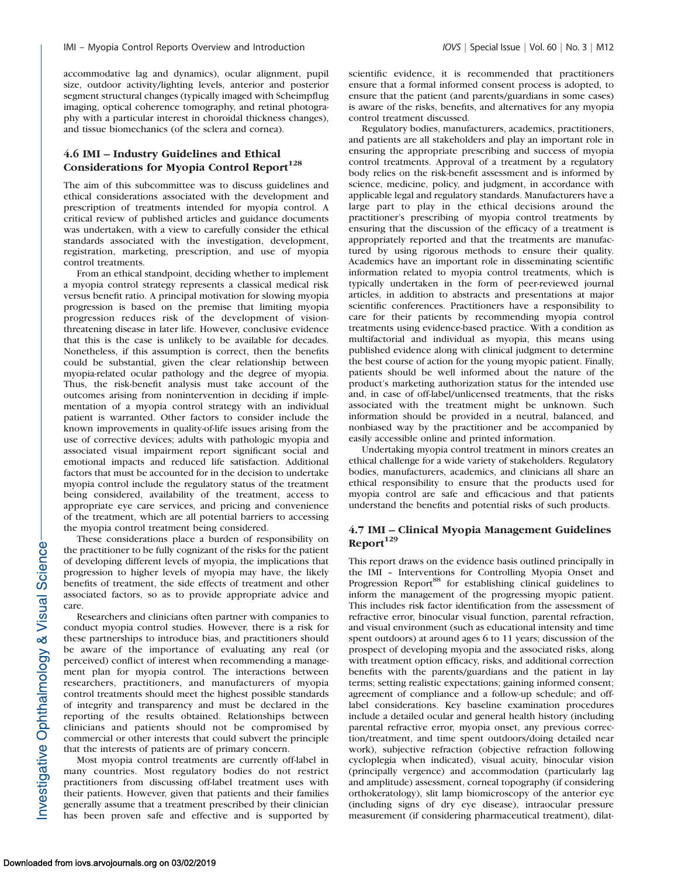accommodative lag and dynamics), ocular alignment, pupil size, outdoor activity/lighting levels, anterior and posterior segment structural changes (typically imaged with Scheimpflug imaging, optical coherence tomography, and retinal photography with a particular interest in choroidal thickness changes), and tissue biomechanics (of the sclera and cornea).

### 4.6 IMI – Industry Guidelines and Ethical Considerations for Myopia Control Report[128]

The aim of this subcommittee was to discuss guidelines and ethical considerations associated with the development and prescription of treatments intended for myopia control. A critical review of published articles and guidance documents was undertaken, with a view to carefully consider the ethical standards associated with the investigation, development, registration, marketing, prescription, and use of myopia control treatments.

From an ethical standpoint, deciding whether to implement a myopia control strategy represents a classical medical risk versus benefit ratio. A principal motivation for slowing myopia progression is based on the premise that limiting myopia progression reduces risk of the development of vision-threatening disease in later life. However, conclusive evidence that this is the case is unlikely to be available for decades. Nonetheless, if this assumption is correct, then the benefits could be substantial, given the clear relationship between myopia-related ocular pathology and the degree of myopia. Thus, the risk-benefit analysis must take account of the outcomes arising from nonintervention in deciding if implementation of a myopia control strategy with an individual patient is warranted. Other factors to consider include the known improvements in quality-of-life issues arising from the use of corrective devices; adults with pathologic myopia and associated visual impairment report significant social and emotional impacts and reduced life satisfaction. Additional factors that must be accounted for in the decision to undertake myopia control include the regulatory status of the treatment being considered, availability of the treatment, access to appropriate eye care services, and pricing and convenience of the treatment, which are all potential barriers to accessing the myopia control treatment being considered.

These considerations place a burden of responsibility on the practitioner to be fully cognizant of the risks for the patient of developing different levels of myopia, the implications that progression to higher levels of myopia may have, the likely benefits of treatment, the side effects of treatment and other associated factors, so as to provide appropriate advice and care.

Researchers and clinicians often partner with companies to conduct myopia control studies. However, there is a risk for these partnerships to introduce bias, and practitioners should be aware of the importance of evaluating any real (or perceived) conflict of interest when recommending a management plan for myopia control. The interactions between researchers, practitioners, and manufacturers of myopia control treatments should meet the highest possible standards of integrity and transparency and must be declared in the reporting of the results obtained. Relationships between clinicians and patients should not be compromised by commercial or other interests that could subvert the principle that the interests of patients are of primary concern.

Most myopia control treatments are currently off-label in many countries. Most regulatory bodies do not restrict practitioners from discussing off-label treatment uses with their patients. However, given that patients and their families generally assume that a treatment prescribed by their clinician has been proven safe and effective and is supported by scientific evidence, it is recommended that practitioners ensure that a formal informed consent process is adopted, to ensure that the patient (and parents/guardians in some cases) is aware of the risks, benefits, and alternatives for any myopia control treatment discussed.

Regulatory bodies, manufacturers, academics, practitioners, and patients are all stakeholders and play an important role in ensuring the appropriate prescribing and success of myopia control treatments. Approval of a treatment by a regulatory body relies on the risk-benefit assessment and is informed by science, medicine, policy, and judgment, in accordance with applicable legal and regulatory standards. Manufacturers have a large part to play in the ethical decisions around the practitioner's prescribing of myopia control treatments by ensuring that the discussion of the efficacy of a treatment is appropriately reported and that the treatments are manufactured by using rigorous methods to ensure their quality. Academics have an important role in disseminating scientific information related to myopia control treatments, which is typically undertaken in the form of peer-reviewed journal articles, in addition to abstracts and presentations at major scientific conferences. Practitioners have a responsibility to care for their patients by recommending myopia control treatments using evidence-based practice. With a condition as multifactorial and individual as myopia, this means using published evidence along with clinical judgment to determine the best course of action for the young myopic patient. Finally, patients should be well informed about the nature of the product's marketing authorization status for the intended use and, in case of off-label/unlicensed treatments, that the risks associated with the treatment might be unknown. Such information should be provided in a neutral, balanced, and nonbiased way by the practitioner and be accompanied by easily accessible online and printed information.

Undertaking myopia control treatment in minors creates an ethical challenge for a wide variety of stakeholders. Regulatory bodies, manufacturers, academics, and clinicians all share an ethical responsibility to ensure that the products used for myopia control are safe and efficacious and that patients understand the benefits and potential risks of such products.

### 4.7 IMI – Clinical Myopia Management Guidelines Report[129]

This report draws on the evidence basis outlined principally in the IMI – Interventions for Controlling Myopia Onset and Progression Report[88] for establishing clinical guidelines to inform the management of the progressing myopic patient. This includes risk factor identification from the assessment of refractive error, binocular visual function, parental refraction, and visual environment (such as educational intensity and time spent outdoors) at around ages 6 to 11 years; discussion of the prospect of developing myopia and the associated risks, along with treatment option efficacy, risks, and additional correction benefits with the parents/guardians and the patient in lay terms; setting realistic expectations; gaining informed consent; agreement of compliance and a follow-up schedule; and off-label considerations. Key baseline examination procedures include a detailed ocular and general health history (including parental refractive error, myopia onset, any previous correction/treatment, and time spent outdoors/doing detailed near work), subjective refraction (objective refraction following cycloplegia when indicated), visual acuity, binocular vision (principally vergence) and accommodation (particularly lag and amplitude) assessment, corneal topography (if considering orthokeratology), slit lamp biomicroscopy of the anterior eye (including signs of dry eye disease), intraocular pressure measurement (if considering pharmaceutical treatment), dilat-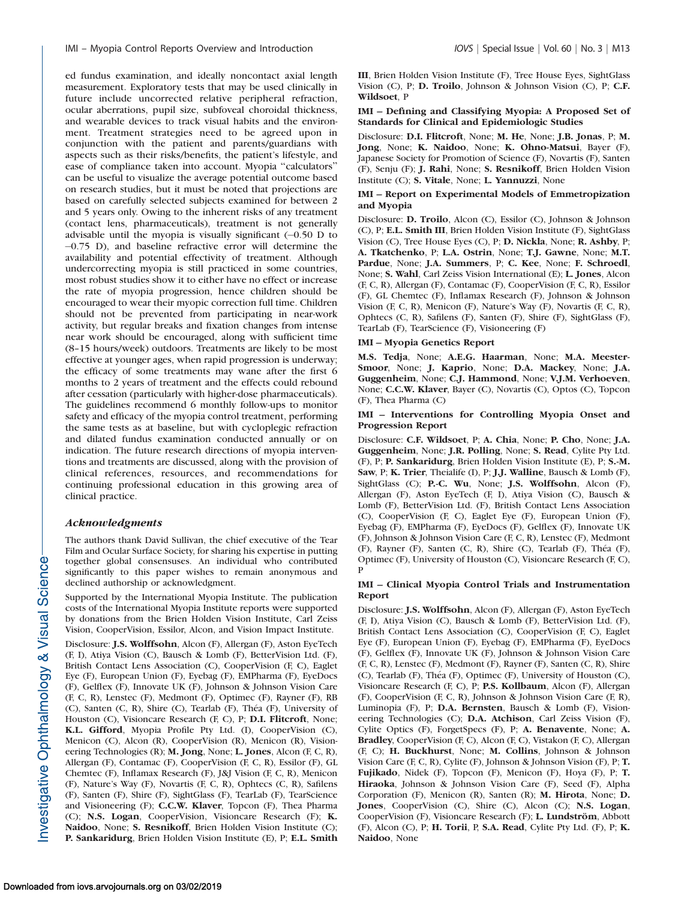ed fundus examination, and ideally noncontact axial length measurement. Exploratory tests that may be used clinically in future include uncorrected relative peripheral refraction, ocular aberrations, pupil size, subfoveal choroidal thickness, and wearable devices to track visual habits and the environment. Treatment strategies need to be agreed upon in conjunction with the patient and parents/guardians with aspects such as their risks/benefits, the patient's lifestyle, and ease of compliance taken into account. Myopia "calculators" can be useful to visualize the average potential outcome based on research studies, but it must be noted that projections are based on carefully selected subjects examined for between 2 and 5 years only. Owing to the inherent risks of any treatment (contact lens, pharmaceuticals), treatment is not generally advisable until the myopia is visually significant (–0.50 D to –0.75 D), and baseline refractive error will determine the availability and potential effectivity of treatment. Although undercorrecting myopia is still practiced in some countries, most robust studies show it to either have no effect or increase the rate of myopia progression, hence children should be encouraged to wear their myopic correction full time. Children should not be prevented from participating in near-work activity, but regular breaks and fixation changes from intense near work should be encouraged, along with sufficient time (8–15 hours/week) outdoors. Treatments are likely to be most effective at younger ages, when rapid progression is underway; the efficacy of some treatments may wane after the first 6 months to 2 years of treatment and the effects could rebound after cessation (particularly with higher-dose pharmaceuticals). The guidelines recommend 6 monthly follow-ups to monitor safety and efficacy of the myopia control treatment, performing the same tests as at baseline, but with cycloplegic refraction and dilated fundus examination conducted annually or on indication. The future research directions of myopia interventions and treatments are discussed, along with the provision of clinical references, resources, and recommendations for continuing professional education in this growing area of clinical practice.

### *Acknowledgments*

The authors thank David Sullivan, the chief executive of the Tear Film and Ocular Surface Society, for sharing his expertise in putting together global consensuses. An individual who contributed significantly to this paper wishes to remain anonymous and declined authorship or acknowledgment.

Supported by the International Myopia Institute. The publication costs of the International Myopia Institute reports were supported by donations from the Brien Holden Vision Institute, Carl Zeiss Vision, CooperVision, Essilor, Alcon, and Vision Impact Institute.

Disclosure: **J.S. Wolffsohn**, Alcon (F), Allergan (F), Aston EyeTech (F, I), Atiya Vision (C), Bausch & Lomb (F), BetterVision Ltd. (F), British Contact Lens Association (C), CooperVision (F, C), Eaglet Eye (F), European Union (F), Eyebag (F), EMPharma (F), EyeDocs (F), Gelflex (F), Innovate UK (F), Johnson & Johnson Vision Care (F, C, R), Lenstec (F), Medmont (F), Optimec (F), Rayner (F), RB (C), Santen (C, R), Shire (C), Tearlab (F), Théa (F), University of Houston (C), Visioncare Research (F, C), P; **D.I. Flitcroft**, None; **K.L. Gifford**, Myopia Profile Pty Ltd. (I), CooperVision (C), Menicon (C), Alcon (R), CooperVision (R), Menicon (R), Visioneering Technologies (R); **M. Jong**, None; **L. Jones**, Alcon (F, C, R), Allergan (F), Contamac (F), CooperVision (F, C, R), Essilor (F), GL Chemtec (F), Inflamax Research (F), J&J Vision (F, C, R), Menicon (F), Nature's Way (F), Novartis (F, C, R), Ophtecs (C, R), Safilens (F), Santen (F), Shire (F), SightGlass (F), TearLab (F), TearScience and Visioneering (F); **C.C.W. Klaver**, Topcon (F), Thea Pharma (C); **N.S. Logan**, CooperVision, Visioncare Research (F); **K. Naidoo**, None; **S. Resnikoff**, Brien Holden Vision Institute (C); **P. Sankaridurg**, Brien Holden Vision Institute (E), P; **E.L. Smith III**, Brien Holden Vision Institute (F), Tree House Eyes, SightGlass Vision (C), P; **D. Troilo**, Johnson & Johnson Vision (C), P; **C.F. Wildsoet**, P

**IMI – Defining and Classifying Myopia: A Proposed Set of Standards for Clinical and Epidemiologic Studies**

Disclosure: **D.I. Flitcroft**, None; **M. He**, None; **J.B. Jonas**, P; **M. Jong**, None; **K. Naidoo**, None; **K. Ohno-Matsui**, Bayer (F), Japanese Society for Promotion of Science (F), Novartis (F), Santen (F), Senju (F); **J. Rahi**, None; **S. Resnikoff**, Brien Holden Vision Institute (C); **S. Vitale**, None; **L. Yannuzzi**, None

**IMI – Report on Experimental Models of Emmetropization and Myopia**

Disclosure: **D. Troilo**, Alcon (C), Essilor (C), Johnson & Johnson (C), P; **E.L. Smith III**, Brien Holden Vision Institute (F), SightGlass Vision (C), Tree House Eyes (C), P; **D. Nickla**, None; **R. Ashby**, P; **A. Tkatchenko**, P; **L.A. Ostrin**, None; **T.J. Gawne**, None; **M.T. Pardue**, None; **J.A. Summers**, P; **C. Kee**, None; **F. Schroedl**, None; **S. Wahl**, Carl Zeiss Vision International (E); **L. Jones**, Alcon (F, C, R), Allergan (F), Contamac (F), CooperVision (F, C, R), Essilor (F), GL Chemtec (F), Inflamax Research (F), Johnson & Johnson Vision (F, C, R), Menicon (F), Nature's Way (F), Novartis (F, C, R), Ophtecs (C, R), Safilens (F), Santen (F), Shire (F), SightGlass (F), TearLab (F), TearScience (F), Visioneering (F)

**IMI – Myopia Genetics Report**

**M.S. Tedja**, None; **A.E.G. Haarman**, None; **M.A. Meester-Smoor**, None; **J. Kaprio**, None; **D.A. Mackey**, None; **J.A. Guggenheim**, None; **C.J. Hammond**, None; **V.J.M. Verhoeven**, None; **C.C.W. Klaver**, Bayer (C), Novartis (C), Optos (C), Topcon (F), Thea Pharma (C)

**IMI – Interventions for Controlling Myopia Onset and Progression Report**

Disclosure: **C.F. Wildsoet**, P; **A. Chia**, None; **P. Cho**, None; **J.A. Guggenheim**, None; **J.R. Polling**, None; **S. Read**, Cylite Pty Ltd. (F), P; **P. Sankaridurg**, Brien Holden Vision Institute (E), P; **S.-M. Saw**, P; **K. Trier**, Theialife (I), P; **J.J. Walline**, Bausch & Lomb (F), SightGlass (C); **P.-C. Wu**, None; **J.S. Wolffsohn**, Alcon (F), Allergan (F), Aston EyeTech (F, I), Atiya Vision (C), Bausch & Lomb (F), BetterVision Ltd. (F), British Contact Lens Association (C), CooperVision (F, C), Eaglet Eye (F), European Union (F), Eyebag (F), EMPharma (F), EyeDocs (F), Gelflex (F), Innovate UK (F), Johnson & Johnson Vision Care (F, C, R), Lenstec (F), Medmont (F), Rayner (F), Santen (C, R), Shire (C), Tearlab (F), Théa (F), Optimec (F), University of Houston (C), Visioncare Research (F, C), P

**IMI – Clinical Myopia Control Trials and Instrumentation Report**

Disclosure: **J.S. Wolffsohn**, Alcon (F), Allergan (F), Aston EyeTech (F, I), Atiya Vision (C), Bausch & Lomb (F), BetterVision Ltd. (F), British Contact Lens Association (C), CooperVision (F, C), Eaglet Eye (F), European Union (F), Eyebag (F), EMPharma (F), EyeDocs (F), Gelflex (F), Innovate UK (F), Johnson & Johnson Vision Care (F, C, R), Lenstec (F), Medmont (F), Rayner (F), Santen (C, R), Shire (C), Tearlab (F), Théa (F), Optimec (F), University of Houston (C), Visioncare Research (F, C), P; **P.S. Kollbaum**, Alcon (F), Allergan (F), CooperVision (F, C, R), Johnson & Johnson Vision Care (F, R), Luminopia (F), P; **D.A. Berntsen**, Bausch & Lomb (F), Visioneering Technologies (C); **D.A. Atchison**, Carl Zeiss Vision (F), Cylite Optics (F), ForgetSpecs (F), P; **A. Benavente**, None; **A. Bradley**, CooperVision (F, C), Alcon (F, C), Vistakon (F, C), Allergan (F, C); **H. Buckhurst**, None; **M. Collins**, Johnson & Johnson Vision Care (F, C, R), Cylite (F), Johnson & Johnson Vision (F), P; **T. Fujikado**, Nidek (F), Topcon (F), Menicon (F), Hoya (F), P; **T. Hiraoka**, Johnson & Johnson Vision Care (F), Seed (F), Alpha Corporation (F), Menicon (R), Santen (R); **M. Hirota**, None; **D. Jones**, CooperVision (C), Shire (C), Alcon (C); **N.S. Logan**, CooperVision (F), Visioncare Research (F); **L. Lundström**, Abbott (F), Alcon (C), P; **H. Torii**, P; **S.A. Read**, Cylite Pty Ltd. (F), P; **K. Naidoo**, None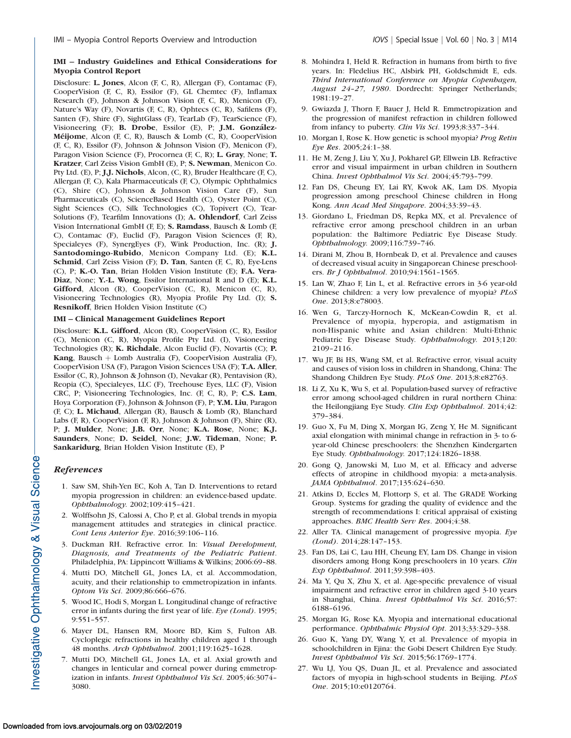**IMI – Industry Guidelines and Ethical Considerations for Myopia Control Report**

Disclosure: **L. Jones**, Alcon (F, C, R), Allergan (F), Contamac (F), CooperVision (F, C, R), Essilor (F), GL Chemtec (F), Inflamax Research (F), Johnson & Johnson Vision (F, C, R), Menicon (F), Nature's Way (F), Novartis (F, C, R), Ophtecs (C, R), Safilens (F), Santen (F), Shire (F), SightGlass (F), TearLab (F), TearScience (F), Visioneering (F); **B. Drobe**, Essilor (E), P; **J.M. González-Méijome**, Alcon (F, C, R), Bausch & Lomb (C, R), CooperVision (F, C, R), Essilor (F), Johnson & Johnson Vision (F), Menicon (F), Paragon Vision Science (F), Procornea (F, C, R); **L. Gray**, None; **T. Kratzer**, Carl Zeiss Vision GmbH (E), P; **S. Newman**, Menicon Co. Pty Ltd. (E), P; **J.J. Nichols**, Alcon, (C, R), Bruder Healthcare (F, C), Allergan (F, C), Kala Pharmaceuticals (F, C), Olympic Ophthalmics (C), Shire (C), Johnson & Johnson Vision Care (F), Sun Pharmaceuticals (C), ScienceBased Health (C), Oyster Point (C), Sight Sciences (C), Silk Technologies (C), Topivert (C), Tear-Solutions (F), Tearfilm Innovations (I); **A. Ohlendorf**, Carl Zeiss Vision International GmbH (F, E); **S. Ramdass**, Bausch & Lomb (F, C), Contamac (F), Euclid (F), Paragon Vision Sciences (F, R), Specialeyes (F), SynergEyes (F), Wink Production, Inc. (R); **J. Santodomingo-Rubido**, Menicon Company Ltd. (E); **K.L. Schmid**, Carl Zeiss Vision (F); **D. Tan**, Santen (F, C, R), Eye-Lens (C), P; **K.-O. Tan**, Brian Holden Vision Institute (E); **F.A. Vera-Diaz**, None; **Y.-L. Wong**, Essilor International R and D (E); **K.L. Gifford**, Alcon (R), CooperVision (C, R), Menicon (C, R), Visioneering Technologies (R), Myopia Profile Pty Ltd. (I); **S. Resnikoff**, Brien Holden Vision Institute (C)

**IMI – Clinical Management Guidelines Report**

Disclosure: **K.L. Gifford**, Alcon (R), CooperVision (C, R), Essilor (C), Menicon (C, R), Myopia Profile Pty Ltd. (I), Visioneering Technologies (R); **K. Richdale**, Alcon Euclid (F), Novartis (C); **P. Kang**, Bausch + Lomb Australia (F), CooperVision Australia (F), CooperVision USA (F), Paragon Vision Sciences USA (F); **T.A. Aller**, Essilor (C, R), Johnson & Johnson (I), Nevakar (R), Pentavision (R), Reopia (C), Specialeyes, LLC (F), Treehouse Eyes, LLC (F), Vision CRC, P; Visioneering Technologies, Inc. (F, C, R), P; **C.S. Lam**, Hoya Corporation (F), Johnson & Johnson (F), P; **Y.M. Liu**, Paragon (F, C); **L. Michaud**, Allergan (R), Bausch & Lomb (R), Blanchard Labs (F, R), CooperVision (F, R), Johnson & Johnson (F), Shire (R), P; **J. Mulder**, None; **J.B. Orr**, None; **K.A. Rose**, None; **K.J. Saunders**, None; **D. Seidel**, None; **J.W. Tideman**, None; **P. Sankaridurg**, Brian Holden Vision Institute (E), P

## References

1. Saw SM, Shih-Yen EC, Koh A, Tan D. Interventions to retard myopia progression in children: an evidence-based update. *Ophthalmology*. 2002;109:415–421.
2. Wolffsohn JS, Calossi A, Cho P, et al. Global trends in myopia management attitudes and strategies in clinical practice. *Cont Lens Anterior Eye*. 2016;39:106–116.
3. Duckman RH. Refractive error. In: *Visual Development, Diagnosis, and Treatments of the Pediatric Patient*. Philadelphia, PA: Lippincott Williams & Wilkins; 2006:69–88.
4. Mutti DO, Mitchell GL, Jones LA, et al. Accommodation, acuity, and their relationship to emmetropization in infants. *Optom Vis Sci*. 2009;86:666–676.
5. Wood IC, Hodi S, Morgan L. Longitudinal change of refractive error in infants during the first year of life. *Eye (Lond)*. 1995; 9:551–557.
6. Mayer DL, Hansen RM, Moore BD, Kim S, Fulton AB. Cycloplegic refractions in healthy children aged 1 through 48 months. *Arch Ophthalmol*. 2001;119:1625–1628.
7. Mutti DO, Mitchell GL, Jones LA, et al. Axial growth and changes in lenticular and corneal power during emmetropization in infants. *Invest Ophthalmol Vis Sci*. 2005;46:3074–3080.
8. Mohindra I, Held R. Refraction in humans from birth to five years. In: Fledelius HC, Alsbirk PH, Goldschmidt E, eds. *Third International Conference on Myopia Copenhagen, August 24–27, 1980*. Dordrecht: Springer Netherlands; 1981:19–27.
9. Gwiazda J, Thorn F, Bauer J, Held R. Emmetropization and the progression of manifest refraction in children followed from infancy to puberty. *Clin Vis Sci*. 1993;8:337–344.
10. Morgan I, Rose K. How genetic is school myopia? *Prog Retin Eye Res*. 2005;24:1–38.
11. He M, Zeng J, Liu Y, Xu J, Pokharel GP, Ellwein LB. Refractive error and visual impairment in urban children in Southern China. *Invest Ophthalmol Vis Sci*. 2004;45:793–799.
12. Fan DS, Cheung EY, Lai RY, Kwok AK, Lam DS. Myopia progression among preschool Chinese children in Hong Kong. *Ann Acad Med Singapore*. 2004;33:39–43.
13. Giordano L, Friedman DS, Repka MX, et al. Prevalence of refractive error among preschool children in an urban population: the Baltimore Pediatric Eye Disease Study. *Ophthalmology*. 2009;116:739–746.
14. Dirani M, Zhou B, Hornbeak D, et al. Prevalence and causes of decreased visual acuity in Singaporean Chinese preschoolers. *Br J Ophthalmol*. 2010;94:1561–1565.
15. Lan W, Zhao F, Lin L, et al. Refractive errors in 3-6 year-old Chinese children: a very low prevalence of myopia? *PLoS One*. 2013;8:e78003.
16. Wen G, Tarczy-Hornoch K, McKean-Cowdin R, et al. Prevalence of myopia, hyperopia, and astigmatism in non-Hispanic white and Asian children: Multi-Ethnic Pediatric Eye Disease Study. *Ophthalmology*. 2013;120: 2109–2116.
17. Wu JF, Bi HS, Wang SM, et al. Refractive error, visual acuity and causes of vision loss in children in Shandong, China: The Shandong Children Eye Study. *PLoS One*. 2013;8:e82763.
18. Li Z, Xu K, Wu S, et al. Population-based survey of refractive error among school-aged children in rural northern China: the Heilongjiang Eye Study. *Clin Exp Ophthalmol*. 2014;42: 379–384.
19. Guo X, Fu M, Ding X, Morgan IG, Zeng Y, He M. Significant axial elongation with minimal change in refraction in 3- to 6-year-old Chinese preschoolers: the Shenzhen Kindergarten Eye Study. *Ophthalmology*. 2017;124:1826–1838.
20. Gong Q, Janowski M, Luo M, et al. Efficacy and adverse effects of atropine in childhood myopia: a meta-analysis. *JAMA Ophthalmol*. 2017;135:624–630.
21. Atkins D, Eccles M, Flottorp S, et al. The GRADE Working Group. Systems for grading the quality of evidence and the strength of recommendations I: critical appraisal of existing approaches. *BMC Health Serv Res*. 2004;4:38.
22. Aller TA. Clinical management of progressive myopia. *Eye (Lond)*. 2014;28:147–153.
23. Fan DS, Lai C, Lau HH, Cheung EY, Lam DS. Change in vision disorders among Hong Kong preschoolers in 10 years. *Clin Exp Ophthalmol*. 2011;39:398–403.
24. Ma Y, Qu X, Zhu X, et al. Age-specific prevalence of visual impairment and refractive error in children aged 3-10 years in Shanghai, China. *Invest Ophthalmol Vis Sci*. 2016;57: 6188–6196.
25. Morgan IG, Rose KA. Myopia and international educational performance. *Ophthalmic Physiol Opt*. 2013;33:329–338.
26. Guo K, Yang DY, Wang Y, et al. Prevalence of myopia in schoolchildren in Ejina: the Gobi Desert Children Eye Study. *Invest Ophthalmol Vis Sci*. 2015;56:1769–1774.
27. Wu LJ, You QS, Duan JL, et al. Prevalence and associated factors of myopia in high-school students in Beijing. *PLoS One*. 2015;10:e0120764.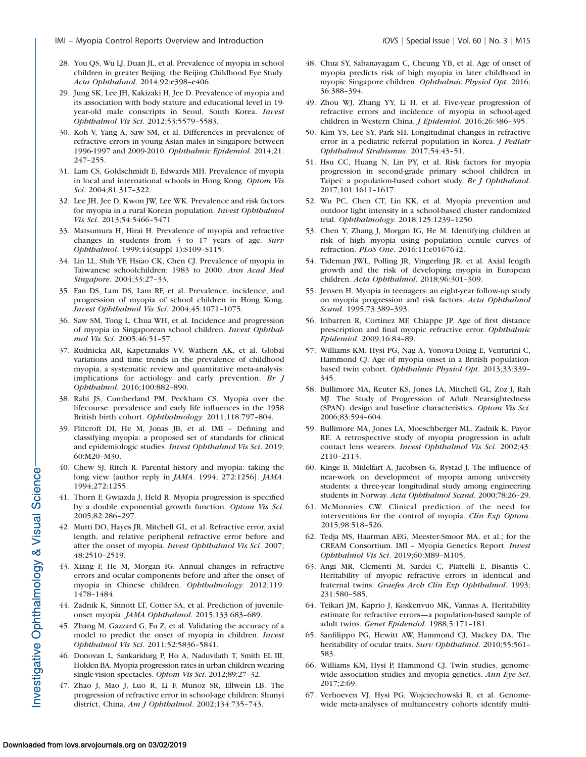28. You QS, Wu LJ, Duan JL, et al. Prevalence of myopia in school children in greater Beijing: the Beijing Childhood Eye Study. *Acta Ophthalmol*. 2014;92:e398–e406.
29. Jung SK, Lee JH, Kakizaki H, Jee D. Prevalence of myopia and its association with body stature and educational level in 19-year-old male conscripts in Seoul, South Korea. *Invest Ophthalmol Vis Sci*. 2012;53:5579–5583.
30. Koh V, Yang A, Saw SM, et al. Differences in prevalence of refractive errors in young Asian males in Singapore between 1996-1997 and 2009-2010. *Ophthalmic Epidemiol*. 2014;21: 247–255.
31. Lam CS, Goldschmidt E, Edwards MH. Prevalence of myopia in local and international schools in Hong Kong. *Optom Vis Sci*. 2004;81:317–322.
32. Lee JH, Jee D, Kwon JW, Lee WK. Prevalence and risk factors for myopia in a rural Korean population. *Invest Ophthalmol Vis Sci*. 2013;54:5466–5471.
33. Matsumura H, Hirai H. Prevalence of myopia and refractive changes in students from 3 to 17 years of age. *Surv Ophthalmol*. 1999;44(suppl 1):S109–S115.
34. Lin LL, Shih YF, Hsiao CK, Chen CJ. Prevalence of myopia in Taiwanese schoolchildren: 1983 to 2000. *Ann Acad Med Singapore*. 2004;33:27–33.
35. Fan DS, Lam DS, Lam RF, et al. Prevalence, incidence, and progression of myopia of school children in Hong Kong. *Invest Ophthalmol Vis Sci*. 2004;45:1071–1075.
36. Saw SM, Tong L, Chua WH, et al. Incidence and progression of myopia in Singaporean school children. *Invest Ophthalmol Vis Sci*. 2005;46:51–57.
37. Rudnicka AR, Kapetanakis VV, Wathern AK, et al. Global variations and time trends in the prevalence of childhood myopia, a systematic review and quantitative meta-analysis: implications for aetiology and early prevention. *Br J Ophthalmol*. 2016;100:882–890.
38. Rahi JS, Cumberland PM, Peckham CS. Myopia over the lifecourse: prevalence and early life influences in the 1958 British birth cohort. *Ophthalmology*. 2011;118:797–804.
39. Flitcroft DI, He M, Jonas JB, et al. IMI – Defining and classifying myopia: a proposed set of standards for clinical and epidemiologic studies. *Invest Ophthalmol Vis Sci*. 2019; 60:M20–M30.
40. Chew SJ, Ritch R. Parental history and myopia: taking the long view [author reply in *JAMA*. 1994; 272:1256]. *JAMA*. 1994;272:1255.
41. Thorn F, Gwiazda J, Held R. Myopia progression is specified by a double exponential growth function. *Optom Vis Sci*. 2005;82:286–297.
42. Mutti DO, Hayes JR, Mitchell GL, et al. Refractive error, axial length, and relative peripheral refractive error before and after the onset of myopia. *Invest Ophthalmol Vis Sci*. 2007; 48:2510–2519.
43. Xiang F, He M, Morgan IG. Annual changes in refractive errors and ocular components before and after the onset of myopia in Chinese children. *Ophthalmology*. 2012;119: 1478–1484.
44. Zadnik K, Sinnott LT, Cotter SA, et al. Prediction of juvenile-onset myopia. *JAMA Ophthalmol*. 2015;133:683–689.
45. Zhang M, Gazzard G, Fu Z, et al. Validating the accuracy of a model to predict the onset of myopia in children. *Invest Ophthalmol Vis Sci*. 2011;52:5836–5841.
46. Donovan L, Sankaridurg P, Ho A, Naduvilath T, Smith EL III, Holden BA. Myopia progression rates in urban children wearing single-vision spectacles. *Optom Vis Sci*. 2012;89:27–32.
47. Zhao J, Mao J, Luo R, Li F, Munoz SR, Ellwein LB. The progression of refractive error in school-age children: Shunyi district, China. *Am J Ophthalmol*. 2002;134:735–743.
48. Chua SY, Sabanayagam C, Cheung YB, et al. Age of onset of myopia predicts risk of high myopia in later childhood in myopic Singapore children. *Ophthalmic Physiol Opt*. 2016; 36:388–394.
49. Zhou WJ, Zhang YY, Li H, et al. Five-year progression of refractive errors and incidence of myopia in school-aged children in Western China. *J Epidemiol*. 2016;26:386–395.
50. Kim YS, Lee SY, Park SH. Longitudinal changes in refractive error in a pediatric referral population in Korea. *J Pediatr Ophthalmol Strabismus*. 2017;54:43–51.
51. Hsu CC, Huang N, Lin PY, et al. Risk factors for myopia progression in second-grade primary school children in Taipei: a population-based cohort study. *Br J Ophthalmol*. 2017;101:1611–1617.
52. Wu PC, Chen CT, Lin KK, et al. Myopia prevention and outdoor light intensity in a school-based cluster randomized trial. *Ophthalmology*. 2018;125:1239–1250.
53. Chen Y, Zhang J, Morgan IG, He M. Identifying children at risk of high myopia using population centile curves of refraction. *PLoS One*. 2016;11:e0167642.
54. Tideman JWL, Polling JR, Vingerling JR, et al. Axial length growth and the risk of developing myopia in European children. *Acta Ophthalmol*. 2018;96:301–309.
55. Jensen H. Myopia in teenagers: an eight-year follow-up study on myopia progression and risk factors. *Acta Ophthalmol Scand*. 1995;73:389–393.
56. Iribarren R, Cortinez MF, Chiappe JP. Age of first distance prescription and final myopic refractive error. *Ophthalmic Epidemiol*. 2009;16:84–89.
57. Williams KM, Hysi PG, Nag A, Yonova-Doing E, Venturini C, Hammond CJ. Age of myopia onset in a British population-based twin cohort. *Ophthalmic Physiol Opt*. 2013;33:339–345.
58. Bullimore MA, Reuter KS, Jones LA, Mitchell GL, Zoz J, Rah MJ. The Study of Progression of Adult Nearsightedness (SPAN): design and baseline characteristics. *Optom Vis Sci*. 2006;83:594–604.
59. Bullimore MA, Jones LA, Moeschberger ML, Zadnik K, Payor RE. A retrospective study of myopia progression in adult contact lens wearers. *Invest Ophthalmol Vis Sci*. 2002;43: 2110–2113.
60. Kinge B, Midelfart A, Jacobsen G, Rystad J. The influence of near-work on development of myopia among university students: a three-year longitudinal study among engineering students in Norway. *Acta Ophthalmol Scand*. 2000;78:26–29.
61. McMonnies CW. Clinical prediction of the need for interventions for the control of myopia. *Clin Exp Optom*. 2015;98:518–526.
62. Tedja MS, Haarman AEG, Meester-Smoor MA, et al.; for the CREAM Consortium. IMI – Myopia Genetics Report. *Invest Ophthalmol Vis Sci*. 2019;60:M89–M105.
63. Angi MR, Clementi M, Sardei C, Piattelli E, Bisantis C. Heritability of myopic refractive errors in identical and fraternal twins. *Graefes Arch Clin Exp Ophthalmol*. 1993; 231:580–585.
64. Teikari JM, Kaprio J, Koskenvuo MK, Vannas A. Heritability estimate for refractive errors—a population-based sample of adult twins. *Genet Epidemiol*. 1988;5:171–181.
65. Sanfilippo PG, Hewitt AW, Hammond CJ, Mackey DA. The heritability of ocular traits. *Surv Ophthalmol*. 2010;55:561–583.
66. Williams KM, Hysi P, Hammond CJ. Twin studies, genome-wide association studies and myopia genetics. *Ann Eye Sci*. 2017;2:69.
67. Verhoeven VJ, Hysi PG, Wojciechowski R, et al. Genome-wide meta-analyses of multiancestry cohorts identify multi-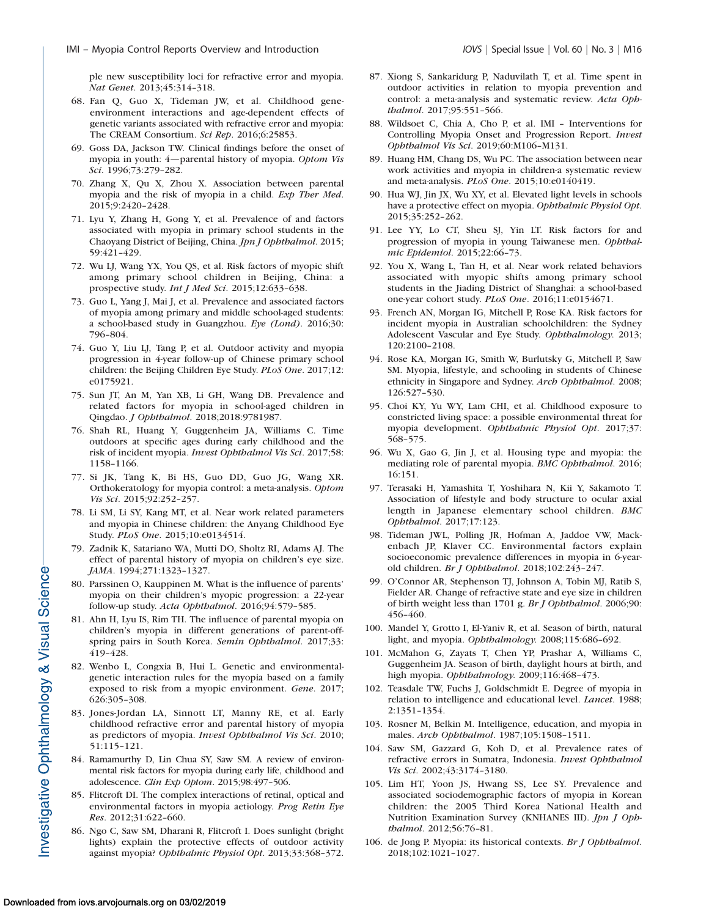ple new susceptibility loci for refractive error and myopia. *Nat Genet*. 2013;45:314–318.

68. Fan Q, Guo X, Tideman JW, et al. Childhood gene-environment interactions and age-dependent effects of genetic variants associated with refractive error and myopia: The CREAM Consortium. *Sci Rep*. 2016;6:25853.
69. Goss DA, Jackson TW. Clinical findings before the onset of myopia in youth: 4—parental history of myopia. *Optom Vis Sci*. 1996;73:279–282.
70. Zhang X, Qu X, Zhou X. Association between parental myopia and the risk of myopia in a child. *Exp Ther Med*. 2015;9:2420–2428.
71. Lyu Y, Zhang H, Gong Y, et al. Prevalence of and factors associated with myopia in primary school students in the Chaoyang District of Beijing, China. *Jpn J Ophthalmol*. 2015; 59:421–429.
72. Wu LJ, Wang YX, You QS, et al. Risk factors of myopic shift among primary school children in Beijing, China: a prospective study. *Int J Med Sci*. 2015;12:633–638.
73. Guo L, Yang J, Mai J, et al. Prevalence and associated factors of myopia among primary and middle school-aged students: a school-based study in Guangzhou. *Eye (Lond)*. 2016;30: 796–804.
74. Guo Y, Liu LJ, Tang P, et al. Outdoor activity and myopia progression in 4-year follow-up of Chinese primary school children: the Beijing Children Eye Study. *PLoS One*. 2017;12: e0175921.
75. Sun JT, An M, Yan XB, Li GH, Wang DB. Prevalence and related factors for myopia in school-aged children in Qingdao. *J Ophthalmol*. 2018;2018:9781987.
76. Shah RL, Huang Y, Guggenheim JA, Williams C. Time outdoors at specific ages during early childhood and the risk of incident myopia. *Invest Ophthalmol Vis Sci*. 2017;58: 1158–1166.
77. Si JK, Tang K, Bi HS, Guo DD, Guo JG, Wang XR. Orthokeratology for myopia control: a meta-analysis. *Optom Vis Sci*. 2015;92:252–257.
78. Li SM, Li SY, Kang MT, et al. Near work related parameters and myopia in Chinese children: the Anyang Childhood Eye Study. *PLoS One*. 2015;10:e0134514.
79. Zadnik K, Satariano WA, Mutti DO, Sholtz RI, Adams AJ. The effect of parental history of myopia on children's eye size. *JAMA*. 1994;271:1323–1327.
80. Parssinen O, Kauppinen M. What is the influence of parents' myopia on their children's myopic progression: a 22-year follow-up study. *Acta Ophthalmol*. 2016;94:579–585.
81. Ahn H, Lyu IS, Rim TH. The influence of parental myopia on children's myopia in different generations of parent-offspring pairs in South Korea. *Semin Ophthalmol*. 2017;33: 419–428.
82. Wenbo L, Congxia B, Hui L. Genetic and environmental-genetic interaction rules for the myopia based on a family exposed to risk from a myopic environment. *Gene*. 2017; 626:305–308.
83. Jones-Jordan LA, Sinnott LT, Manny RE, et al. Early childhood refractive error and parental history of myopia as predictors of myopia. *Invest Ophthalmol Vis Sci*. 2010; 51:115–121.
84. Ramamurthy D, Lin Chua SY, Saw SM. A review of environmental risk factors for myopia during early life, childhood and adolescence. *Clin Exp Optom*. 2015;98:497–506.
85. Flitcroft DI. The complex interactions of retinal, optical and environmental factors in myopia aetiology. *Prog Retin Eye Res*. 2012;31:622–660.
86. Ngo C, Saw SM, Dharani R, Flitcroft I. Does sunlight (bright lights) explain the protective effects of outdoor activity against myopia? *Ophthalmic Physiol Opt*. 2013;33:368–372.
87. Xiong S, Sankaridurg P, Naduvilath T, et al. Time spent in outdoor activities in relation to myopia prevention and control: a meta-analysis and systematic review. *Acta Ophthalmol*. 2017;95:551–566.
88. Wildsoet C, Chia A, Cho P, et al. IMI – Interventions for Controlling Myopia Onset and Progression Report. *Invest Ophthalmol Vis Sci*. 2019;60:M106–M131.
89. Huang HM, Chang DS, Wu PC. The association between near work activities and myopia in children-a systematic review and meta-analysis. *PLoS One*. 2015;10:e0140419.
90. Hua WJ, Jin JX, Wu XY, et al. Elevated light levels in schools have a protective effect on myopia. *Ophthalmic Physiol Opt*. 2015;35:252–262.
91. Lee YY, Lo CT, Sheu SJ, Yin LT. Risk factors for and progression of myopia in young Taiwanese men. *Ophthalmic Epidemiol*. 2015;22:66–73.
92. You X, Wang L, Tan H, et al. Near work related behaviors associated with myopic shifts among primary school students in the Jiading District of Shanghai: a school-based one-year cohort study. *PLoS One*. 2016;11:e0154671.
93. French AN, Morgan IG, Mitchell P, Rose KA. Risk factors for incident myopia in Australian schoolchildren: the Sydney Adolescent Vascular and Eye Study. *Ophthalmology*. 2013; 120:2100–2108.
94. Rose KA, Morgan IG, Smith W, Burlutsky G, Mitchell P, Saw SM. Myopia, lifestyle, and schooling in students of Chinese ethnicity in Singapore and Sydney. *Arch Ophthalmol*. 2008; 126:527–530.
95. Choi KY, Yu WY, Lam CHI, et al. Childhood exposure to constricted living space: a possible environmental threat for myopia development. *Ophthalmic Physiol Opt*. 2017;37: 568–575.
96. Wu X, Gao G, Jin J, et al. Housing type and myopia: the mediating role of parental myopia. *BMC Ophthalmol*. 2016; 16:151.
97. Terasaki H, Yamashita T, Yoshihara N, Kii Y, Sakamoto T. Association of lifestyle and body structure to ocular axial length in Japanese elementary school children. *BMC Ophthalmol*. 2017;17:123.
98. Tideman JWL, Polling JR, Hofman A, Jaddoe VW, Mackenbach JP, Klaver CC. Environmental factors explain socioeconomic prevalence differences in myopia in 6-year-old children. *Br J Ophthalmol*. 2018;102:243–247.
99. O'Connor AR, Stephenson TJ, Johnson A, Tobin MJ, Ratib S, Fielder AR. Change of refractive state and eye size in children of birth weight less than 1701 g. *Br J Ophthalmol*. 2006;90: 456–460.
100. Mandel Y, Grotto I, El-Yaniv R, et al. Season of birth, natural light, and myopia. *Ophthalmology*. 2008;115:686–692.
101. McMahon G, Zayats T, Chen YP, Prashar A, Williams C, Guggenheim JA. Season of birth, daylight hours at birth, and high myopia. *Ophthalmology*. 2009;116:468–473.
102. Teasdale TW, Fuchs J, Goldschmidt E. Degree of myopia in relation to intelligence and educational level. *Lancet*. 1988; 2:1351–1354.
103. Rosner M, Belkin M. Intelligence, education, and myopia in males. *Arch Ophthalmol*. 1987;105:1508–1511.
104. Saw SM, Gazzard G, Koh D, et al. Prevalence rates of refractive errors in Sumatra, Indonesia. *Invest Ophthalmol Vis Sci*. 2002;43:3174–3180.
105. Lim HT, Yoon JS, Hwang SS, Lee SY. Prevalence and associated sociodemographic factors of myopia in Korean children: the 2005 Third Korea National Health and Nutrition Examination Survey (KNHANES III). *Jpn J Ophthalmol*. 2012;56:76–81.
106. de Jong P. Myopia: its historical contexts. *Br J Ophthalmol*. 2018;102:1021–1027.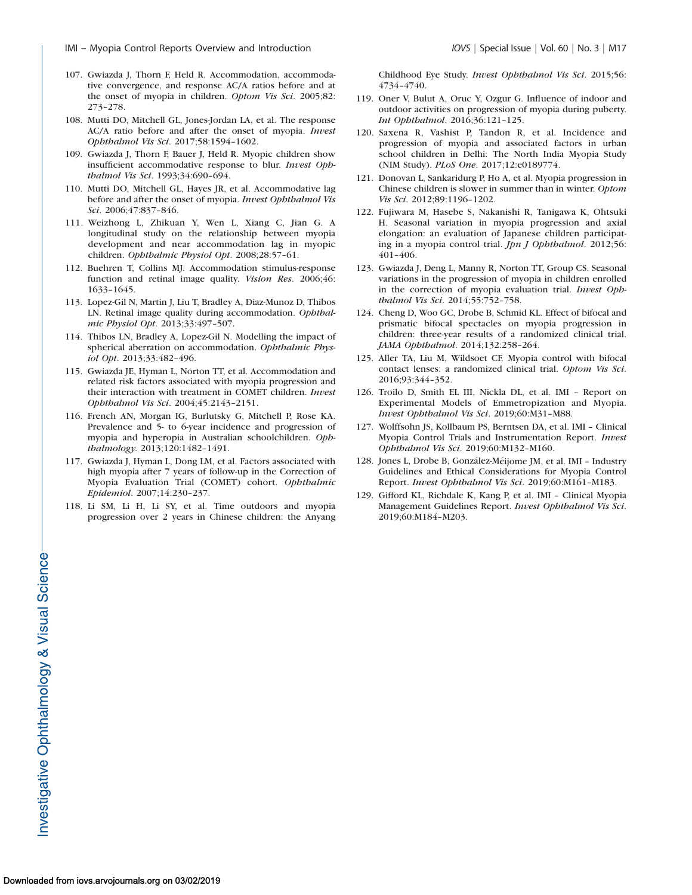107. Gwiazda J, Thorn F, Held R. Accommodation, accommodative convergence, and response AC/A ratios before and at the onset of myopia in children. *Optom Vis Sci*. 2005;82: 273–278.
108. Mutti DO, Mitchell GL, Jones-Jordan LA, et al. The response AC/A ratio before and after the onset of myopia. *Invest Ophthalmol Vis Sci*. 2017;58:1594–1602.
109. Gwiazda J, Thorn F, Bauer J, Held R. Myopic children show insufficient accommodative response to blur. *Invest Ophthalmol Vis Sci*. 1993;34:690–694.
110. Mutti DO, Mitchell GL, Hayes JR, et al. Accommodative lag before and after the onset of myopia. *Invest Ophthalmol Vis Sci*. 2006;47:837–846.
111. Weizhong L, Zhikuan Y, Wen L, Xiang C, Jian G. A longitudinal study on the relationship between myopia development and near accommodation lag in myopic children. *Ophthalmic Physiol Opt*. 2008;28:57–61.
112. Buehren T, Collins MJ. Accommodation stimulus-response function and retinal image quality. *Vision Res*. 2006;46: 1633–1645.
113. Lopez-Gil N, Martin J, Liu T, Bradley A, Diaz-Munoz D, Thibos LN. Retinal image quality during accommodation. *Ophthalmic Physiol Opt*. 2013;33:497–507.
114. Thibos LN, Bradley A, Lopez-Gil N. Modelling the impact of spherical aberration on accommodation. *Ophthalmic Physiol Opt*. 2013;33:482–496.
115. Gwiazda JE, Hyman L, Norton TT, et al. Accommodation and related risk factors associated with myopia progression and their interaction with treatment in COMET children. *Invest Ophthalmol Vis Sci*. 2004;45:2143–2151.
116. French AN, Morgan IG, Burlutsky G, Mitchell P, Rose KA. Prevalence and 5- to 6-year incidence and progression of myopia and hyperopia in Australian schoolchildren. *Ophthalmology.* 2013;120:1482–1491.
117. Gwiazda J, Hyman L, Dong LM, et al. Factors associated with high myopia after 7 years of follow-up in the Correction of Myopia Evaluation Trial (COMET) cohort. *Ophthalmic Epidemiol*. 2007;14:230–237.
118. Li SM, Li H, Li SY, et al. Time outdoors and myopia progression over 2 years in Chinese children: the Anyang Childhood Eye Study. *Invest Ophthalmol Vis Sci*. 2015;56: 4734–4740.
119. Oner V, Bulut A, Oruc Y, Ozgur G. Influence of indoor and outdoor activities on progression of myopia during puberty. *Int Ophthalmol*. 2016;36:121–125.
120. Saxena R, Vashist P, Tandon R, et al. Incidence and progression of myopia and associated factors in urban school children in Delhi: The North India Myopia Study (NIM Study). *PLoS One*. 2017;12:e0189774.
121. Donovan L, Sankaridurg P, Ho A, et al. Myopia progression in Chinese children is slower in summer than in winter. *Optom Vis Sci*. 2012;89:1196–1202.
122. Fujiwara M, Hasebe S, Nakanishi R, Tanigawa K, Ohtsuki H. Seasonal variation in myopia progression and axial elongation: an evaluation of Japanese children participating in a myopia control trial. *Jpn J Ophthalmol*. 2012;56: 401–406.
123. Gwiazda J, Deng L, Manny R, Norton TT, Group CS. Seasonal variations in the progression of myopia in children enrolled in the correction of myopia evaluation trial. *Invest Ophthalmol Vis Sci*. 2014;55:752–758.
124. Cheng D, Woo GC, Drobe B, Schmid KL. Effect of bifocal and prismatic bifocal spectacles on myopia progression in children: three-year results of a randomized clinical trial. *JAMA Ophthalmol*. 2014;132:258–264.
125. Aller TA, Liu M, Wildsoet CF. Myopia control with bifocal contact lenses: a randomized clinical trial. *Optom Vis Sci*. 2016;93:344–352.
126. Troilo D, Smith EL III, Nickla DL, et al. IMI – Report on Experimental Models of Emmetropization and Myopia. *Invest Ophthalmol Vis Sci*. 2019;60:M31–M88.
127. Wolffsohn JS, Kollbaum PS, Berntsen DA, et al. IMI – Clinical Myopia Control Trials and Instrumentation Report. *Invest Ophthalmol Vis Sci*. 2019;60:M132–M160.
128. Jones L, Drobe B, González-Méijome JM, et al. IMI – Industry Guidelines and Ethical Considerations for Myopia Control Report. *Invest Ophthalmol Vis Sci*. 2019;60:M161–M183.
129. Gifford KL, Richdale K, Kang P, et al. IMI – Clinical Myopia Management Guidelines Report. *Invest Ophthalmol Vis Sci*. 2019;60:M184–M203.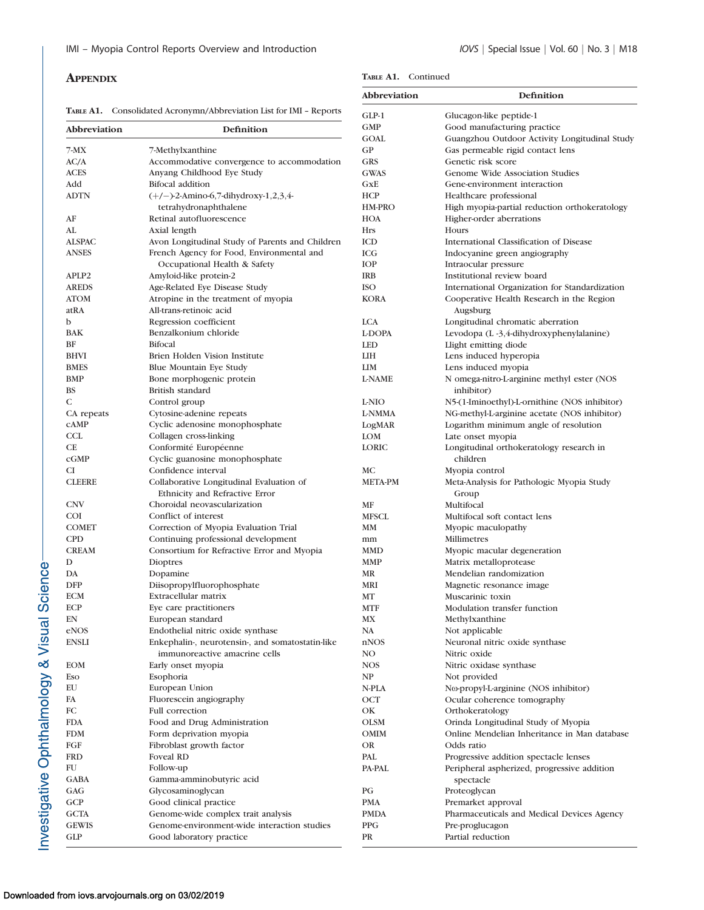## Appendix

**Table A1.** Consolidated Acronymn/Abbreviation List for IMI – Reports

| Abbreviation | Definition |
|---|---|
| 7-MX | 7-Methylxanthine |
| AC/A | Accommodative convergence to accommodation |
| ACES | Anyang Childhood Eye Study |
| Add | Bifocal addition |
| ADTN | (+/−)-2-Amino-6,7-dihydroxy-1,2,3,4-tetrahydronaphthalene |
| AF | Retinal autofluorescence |
| AL | Axial length |
| ALSPAC | Avon Longitudinal Study of Parents and Children |
| ANSES | French Agency for Food, Environmental and Occupational Health & Safety |
| APLP2 | Amyloid-like protein-2 |
| AREDS | Age-Related Eye Disease Study |
| ATOM | Atropine in the treatment of myopia |
| atRA | All-trans-retinoic acid |
| b | Regression coefficient |
| BAK | Benzalkonium chloride |
| BF | Bifocal |
| BHVI | Brien Holden Vision Institute |
| BMES | Blue Mountain Eye Study |
| BMP | Bone morphogenic protein |
| BS | British standard |
| C | Control group |
| CA repeats | Cytosine-adenine repeats |
| cAMP | Cyclic adenosine monophosphate |
| CCL | Collagen cross-linking |
| CE | Conformité Européenne |
| cGMP | Cyclic guanosine monophosphate |
| CI | Confidence interval |
| CLEERE | Collaborative Longitudinal Evaluation of Ethnicity and Refractive Error |
| CNV | Choroidal neovascularization |
| COI | Conflict of interest |
| COMET | Correction of Myopia Evaluation Trial |
| CPD | Continuing professional development |
| CREAM | Consortium for Refractive Error and Myopia |
| D | Dioptres |
| DA | Dopamine |
| DFP | Diisopropylfluorophosphate |
| ECM | Extracellular matrix |
| ECP | Eye care practitioners |
| EN | European standard |
| eNOS | Endothelial nitric oxide synthase |
| ENSLI | Enkephalin-, neurotensin-, and somatostatin-like immunoreactive amacrine cells |
| EOM | Early onset myopia |
| Eso | Esophoria |
| EU | European Union |
| FA | Fluorescein angiography |
| FC | Full correction |
| FDA | Food and Drug Administration |
| FDM | Form deprivation myopia |
| FGF | Fibroblast growth factor |
| FRD | Foveal RD |
| FU | Follow-up |
| GABA | Gamma-amminobutyric acid |
| GAG | Glycosaminoglycan |
| GCP | Good clinical practice |
| GCTA | Genome-wide complex trait analysis |
| GEWIS | Genome-environment-wide interaction studies |
| GLP | Good laboratory practice |
| GLP-1 | Glucagon-like peptide-1 |
| GMP | Good manufacturing practice |
| GOAL | Guangzhou Outdoor Activity Longitudinal Study |
| GP | Gas permeable rigid contact lens |
| GRS | Genetic risk score |
| GWAS | Genome Wide Association Studies |
| GxE | Gene-environment interaction |
| HCP | Healthcare professional |
| HM-PRO | High myopia-partial reduction orthokeratology |
| HOA | Higher-order aberrations |
| Hrs | Hours |
| ICD | International Classification of Disease |
| ICG | Indocyanine green angiography |
| IOP | Intraocular pressure |
| IRB | Institutional review board |
| ISO | International Organization for Standardization |
| KORA | Cooperative Health Research in the Region Augsburg |
| LCA | Longitudinal chromatic aberration |
| L-DOPA | Levodopa (L -3,4-dihydroxyphenylalanine) |
| LED | Llight emitting diode |
| LIH | Lens induced hyperopia |
| LIM | Lens induced myopia |
| L-NAME | N omega-nitro-L-arginine methyl ester (NOS inhibitor) |
| L-NIO | N5-(1-Iminoethyl)-L-ornithine (NOS inhibitor) |
| L-NMMA | NG-methyl-L-arginine acetate (NOS inhibitor) |
| LogMAR | Logarithm minimum angle of resolution |
| LOM | Late onset myopia |
| LORIC | Longitudinal orthokeratology research in children |
| MC | Myopia control |
| META-PM | Meta-Analysis for Pathologic Myopia Study Group |
| MF | Multifocal |
| MFSCL | Multifocal soft contact lens |
| MM | Myopic maculopathy |
| mm | Millimetres |
| MMD | Myopic macular degeneration |
| MMP | Matrix metalloprotease |
| MR | Mendelian randomization |
| MRI | Magnetic resonance image |
| MT | Muscarinic toxin |
| MTF | Modulation transfer function |
| MX | Methylxanthine |
| NA | Not applicable |
| nNOS | Neuronal nitric oxide synthase |
| NO | Nitric oxide |
| NOS | Nitric oxidase synthase |
| NP | Not provided |
| N-PLA | Nω-propyl-L-arginine (NOS inhibitor) |
| OCT | Ocular coherence tomography |
| OK | Orthokeratology |
| OLSM | Orinda Longitudinal Study of Myopia |
| OMIM | Online Mendelian Inheritance in Man database |
| OR | Odds ratio |
| PAL | Progressive addition spectacle lenses |
| PA-PAL | Peripheral asphherized, progressive addition spectacle |
| PG | Proteoglycan |
| PMA | Premarket approval |
| PMDA | Pharmaceuticals and Medical Devices Agency |
| PPG | Pre-proglucagon |
| PR | Partial reduction |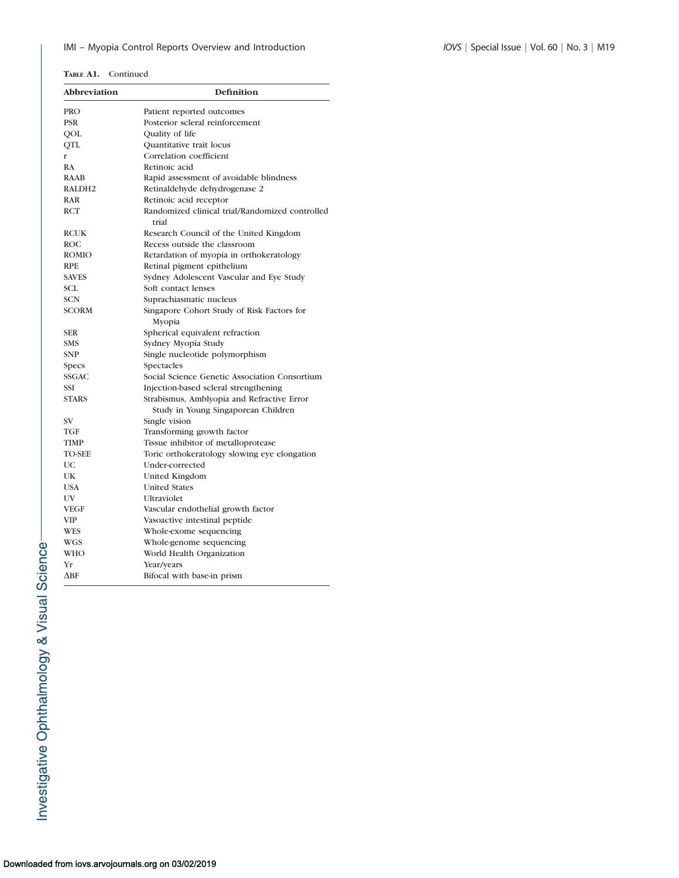**Table A1.** Continued

| Abbreviation | Definition |
| --- | --- |
| PRO | Patient reported outcomes |
| PSR | Posterior scleral reinforcement |
| QOL | Quality of life |
| QTL | Quantitative trait locus |
| r | Correlation coefficient |
| RA | Retinoic acid |
| RAAB | Rapid assessment of avoidable blindness |
| RALDH2 | Retinaldehyde dehydrogenase 2 |
| RAR | Retinoic acid receptor |
| RCT | Randomized clinical trial/Randomized controlled trial |
| RCUK | Research Council of the United Kingdom |
| ROC | Recess outside the classroom |
| ROMIO | Retardation of myopia in orthokeratology |
| RPE | Retinal pigment epithelium |
| SAVES | Sydney Adolescent Vascular and Eye Study |
| SCL | Soft contact lenses |
| SCN | Suprachiasmatic nucleus |
| SCORM | Singapore Cohort Study of Risk Factors for Myopia |
| SER | Spherical equivalent refraction |
| SMS | Sydney Myopia Study |
| SNP | Single nucleotide polymorphism |
| Specs | Spectacles |
| SSGAC | Social Science Genetic Association Consortium |
| SSI | Injection-based scleral strengthening |
| STARS | Strabismus, Amblyopia and Refractive Error Study in Young Singaporean Children |
| SV | Single vision |
| TGF | Transforming growth factor |
| TIMP | Tissue inhibitor of metalloprotease |
| TO-SEE | Toric orthokeratology slowing eye elongation |
| UC | Under-corrected |
| UK | United Kingdom |
| USA | United States |
| UV | Ultraviolet |
| VEGF | Vascular endothelial growth factor |
| VIP | Vasoactive intestinal peptide |
| WES | Whole-exome sequencing |
| WGS | Whole-genome sequencing |
| WHO | World Health Organization |
| Yr | Year/years |
| ΔBF | Bifocal with base-in prism |